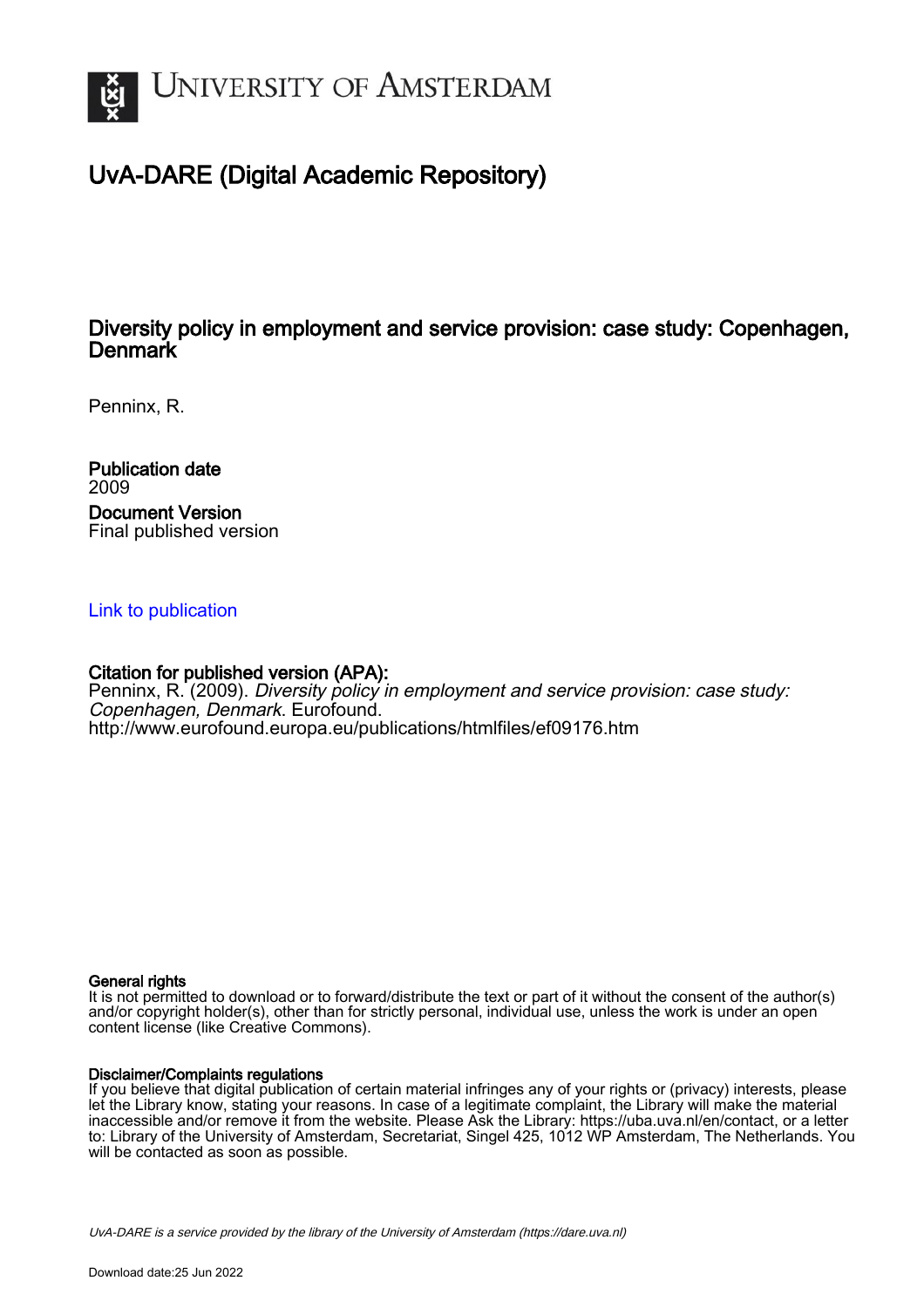# UvA-DARE (Digital Academic Repository)

## Diversity policy in employment and service provision: case study: Copenhagen, Denmark

Penninx, R.

**Publication date**
2009

**Document Version**
Final published version

Link to publication

**Citation for published version (APA):**
Penninx, R. (2009). *Diversity policy in employment and service provision: case study: Copenhagen, Denmark*. Eurofound.
http://www.eurofound.europa.eu/publications/htmlfiles/ef09176.htm

**General rights**
It is not permitted to download or to forward/distribute the text or part of it without the consent of the author(s) and/or copyright holder(s), other than for strictly personal, individual use, unless the work is under an open content license (like Creative Commons).

**Disclaimer/Complaints regulations**
If you believe that digital publication of certain material infringes any of your rights or (privacy) interests, please let the Library know, stating your reasons. In case of a legitimate complaint, the Library will make the material inaccessible and/or remove it from the website. Please Ask the Library: https://uba.uva.nl/en/contact, or a letter to: Library of the University of Amsterdam, Secretariat, Singel 425, 1012 WP Amsterdam, The Netherlands. You will be contacted as soon as possible.

*UvA-DARE is a service provided by the library of the University of Amsterdam (https://dare.uva.nl)*

Download date:25 Jun 2022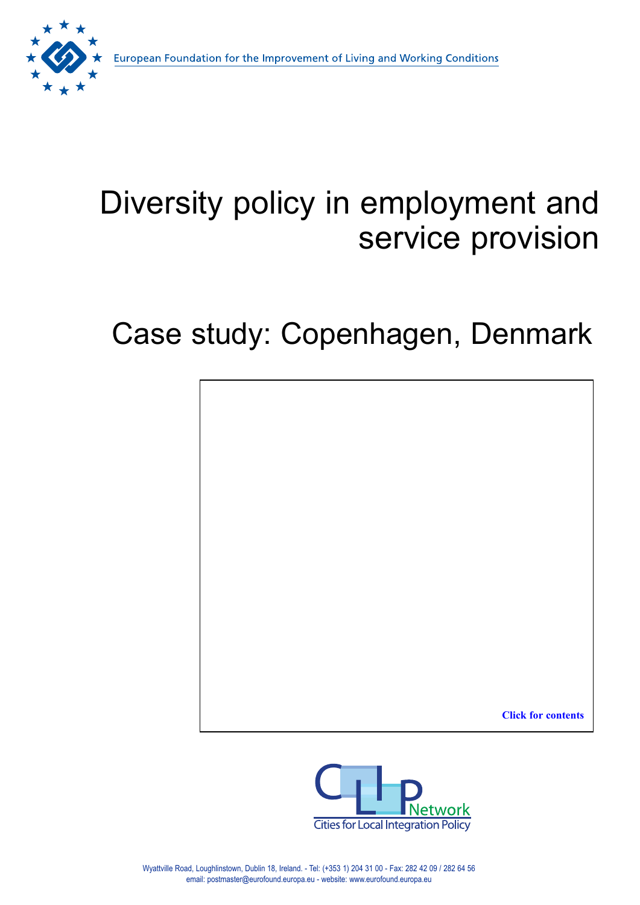European Foundation for the Improvement of Living and Working Conditions

# Diversity policy in employment and service provision

## Case study: Copenhagen, Denmark

Click for contents

Cities for Local Integration Policy

Wyattville Road, Loughlinstown, Dublin 18, Ireland. - Tel: (+353 1) 204 31 00 - Fax: 282 42 09 / 282 64 56
email: postmaster@eurofound.europa.eu - website: www.eurofound.europa.eu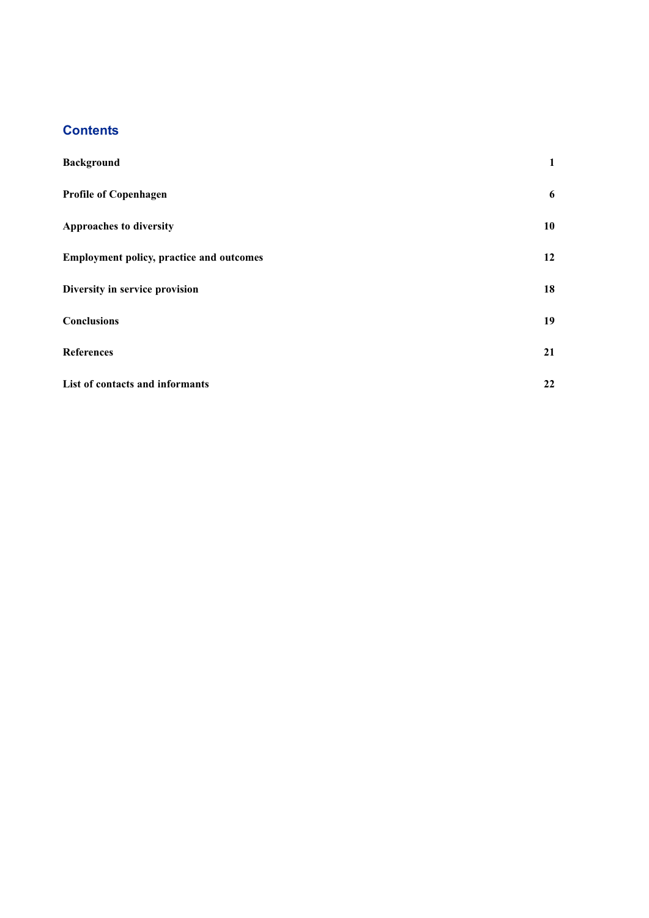## Contents

| | |
|---|---|
| **Background** | **1** |
| **Profile of Copenhagen** | **6** |
| **Approaches to diversity** | **10** |
| **Employment policy, practice and outcomes** | **12** |
| **Diversity in service provision** | **18** |
| **Conclusions** | **19** |
| **References** | **21** |
| **List of contacts and informants** | **22** |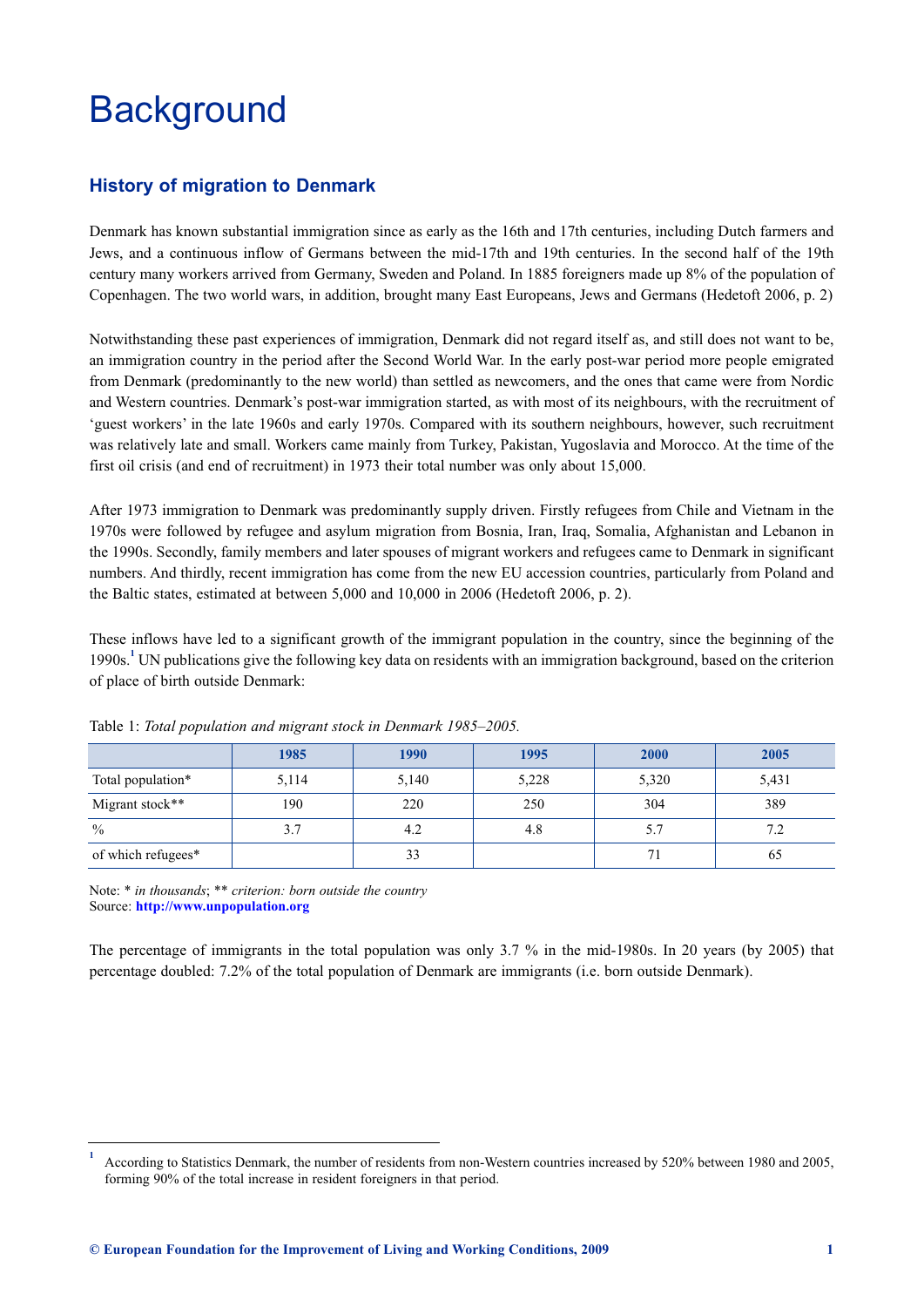# Background

## History of migration to Denmark

Denmark has known substantial immigration since as early as the 16th and 17th centuries, including Dutch farmers and Jews, and a continuous inflow of Germans between the mid-17th and 19th centuries. In the second half of the 19th century many workers arrived from Germany, Sweden and Poland. In 1885 foreigners made up 8% of the population of Copenhagen. The two world wars, in addition, brought many East Europeans, Jews and Germans (Hedetoft 2006, p. 2)

Notwithstanding these past experiences of immigration, Denmark did not regard itself as, and still does not want to be, an immigration country in the period after the Second World War. In the early post-war period more people emigrated from Denmark (predominantly to the new world) than settled as newcomers, and the ones that came were from Nordic and Western countries. Denmark's post-war immigration started, as with most of its neighbours, with the recruitment of 'guest workers' in the late 1960s and early 1970s. Compared with its southern neighbours, however, such recruitment was relatively late and small. Workers came mainly from Turkey, Pakistan, Yugoslavia and Morocco. At the time of the first oil crisis (and end of recruitment) in 1973 their total number was only about 15,000.

After 1973 immigration to Denmark was predominantly supply driven. Firstly refugees from Chile and Vietnam in the 1970s were followed by refugee and asylum migration from Bosnia, Iran, Iraq, Somalia, Afghanistan and Lebanon in the 1990s. Secondly, family members and later spouses of migrant workers and refugees came to Denmark in significant numbers. And thirdly, recent immigration has come from the new EU accession countries, particularly from Poland and the Baltic states, estimated at between 5,000 and 10,000 in 2006 (Hedetoft 2006, p. 2).

These inflows have led to a significant growth of the immigrant population in the country, since the beginning of the 1990s.[1] UN publications give the following key data on residents with an immigration background, based on the criterion of place of birth outside Denmark:

Table 1: *Total population and migrant stock in Denmark 1985–2005.*

| | 1985 | 1990 | 1995 | 2000 | 2005 |
|---|---|---|---|---|---|
| Total population* | 5,114 | 5,140 | 5,228 | 5,320 | 5,431 |
| Migrant stock** | 190 | 220 | 250 | 304 | 389 |
| % | 3.7 | 4.2 | 4.8 | 5.7 | 7.2 |
| of which refugees* | | 33 | | 71 | 65 |

Note: * *in thousands*; ** *criterion: born outside the country*
Source: **http://www.unpopulation.org**

The percentage of immigrants in the total population was only 3.7 % in the mid-1980s. In 20 years (by 2005) that percentage doubled: 7.2% of the total population of Denmark are immigrants (i.e. born outside Denmark).

[1] According to Statistics Denmark, the number of residents from non-Western countries increased by 520% between 1980 and 2005, forming 90% of the total increase in resident foreigners in that period.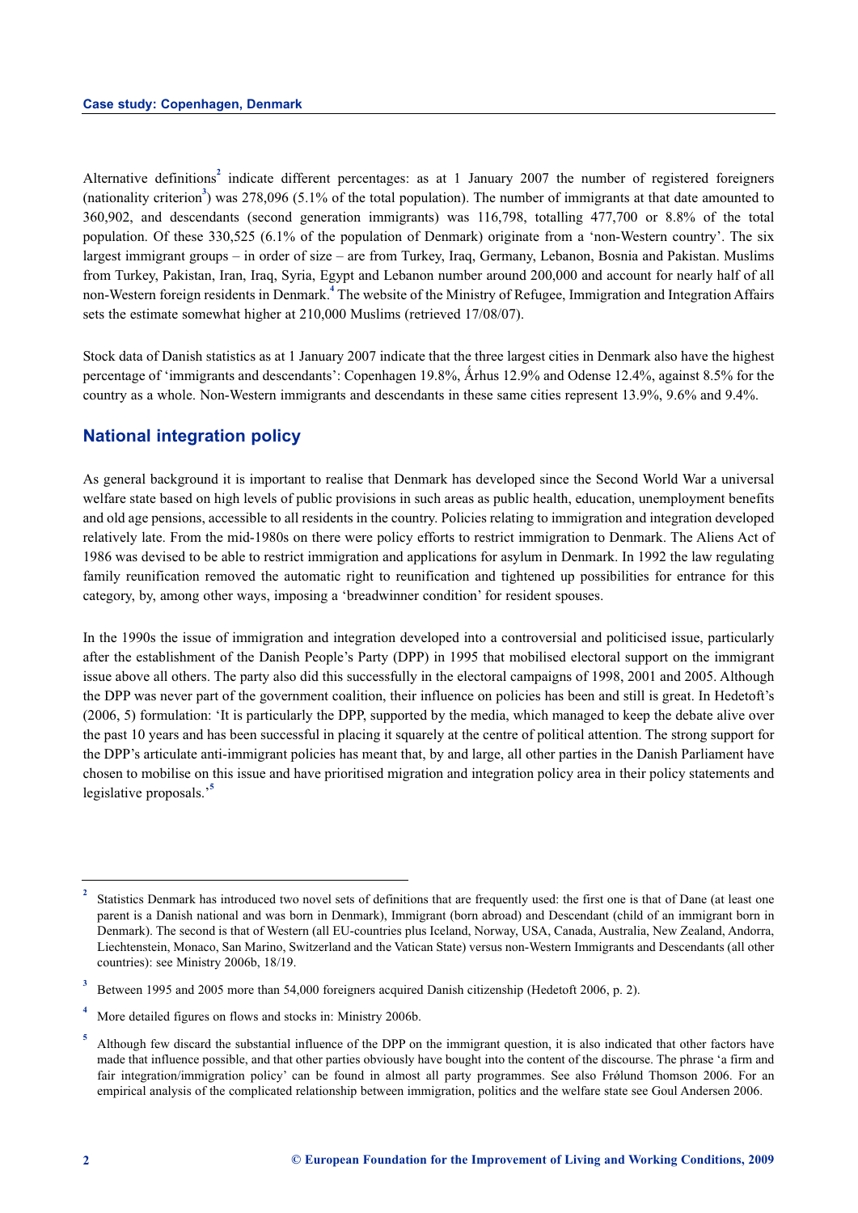Alternative definitions[2] indicate different percentages: as at 1 January 2007 the number of registered foreigners (nationality criterion[3]) was 278,096 (5.1% of the total population). The number of immigrants at that date amounted to 360,902, and descendants (second generation immigrants) was 116,798, totalling 477,700 or 8.8% of the total population. Of these 330,525 (6.1% of the population of Denmark) originate from a 'non-Western country'. The six largest immigrant groups – in order of size – are from Turkey, Iraq, Germany, Lebanon, Bosnia and Pakistan. Muslims from Turkey, Pakistan, Iran, Iraq, Syria, Egypt and Lebanon number around 200,000 and account for nearly half of all non-Western foreign residents in Denmark.[4] The website of the Ministry of Refugee, Immigration and Integration Affairs sets the estimate somewhat higher at 210,000 Muslims (retrieved 17/08/07).

Stock data of Danish statistics as at 1 January 2007 indicate that the three largest cities in Denmark also have the highest percentage of 'immigrants and descendants': Copenhagen 19.8%, Århus 12.9% and Odense 12.4%, against 8.5% for the country as a whole. Non-Western immigrants and descendants in these same cities represent 13.9%, 9.6% and 9.4%.

## National integration policy

As general background it is important to realise that Denmark has developed since the Second World War a universal welfare state based on high levels of public provisions in such areas as public health, education, unemployment benefits and old age pensions, accessible to all residents in the country. Policies relating to immigration and integration developed relatively late. From the mid-1980s on there were policy efforts to restrict immigration to Denmark. The Aliens Act of 1986 was devised to be able to restrict immigration and applications for asylum in Denmark. In 1992 the law regulating family reunification removed the automatic right to reunification and tightened up possibilities for entrance for this category, by, among other ways, imposing a 'breadwinner condition' for resident spouses.

In the 1990s the issue of immigration and integration developed into a controversial and politicised issue, particularly after the establishment of the Danish People's Party (DPP) in 1995 that mobilised electoral support on the immigrant issue above all others. The party also did this successfully in the electoral campaigns of 1998, 2001 and 2005. Although the DPP was never part of the government coalition, their influence on policies has been and still is great. In Hedetoft's (2006, 5) formulation: 'It is particularly the DPP, supported by the media, which managed to keep the debate alive over the past 10 years and has been successful in placing it squarely at the centre of political attention. The strong support for the DPP's articulate anti-immigrant policies has meant that, by and large, all other parties in the Danish Parliament have chosen to mobilise on this issue and have prioritised migration and integration policy area in their policy statements and legislative proposals.'[5]

---

[2] Statistics Denmark has introduced two novel sets of definitions that are frequently used: the first one is that of Dane (at least one parent is a Danish national and was born in Denmark), Immigrant (born abroad) and Descendant (child of an immigrant born in Denmark). The second is that of Western (all EU-countries plus Iceland, Norway, USA, Canada, Australia, New Zealand, Andorra, Liechtenstein, Monaco, San Marino, Switzerland and the Vatican State) versus non-Western Immigrants and Descendants (all other countries): see Ministry 2006b, 18/19.

[3] Between 1995 and 2005 more than 54,000 foreigners acquired Danish citizenship (Hedetoft 2006, p. 2).

[4] More detailed figures on flows and stocks in: Ministry 2006b.

[5] Although few discard the substantial influence of the DPP on the immigrant question, it is also indicated that other factors have made that influence possible, and that other parties obviously have bought into the content of the discourse. The phrase 'a firm and fair integration/immigration policy' can be found in almost all party programmes. See also Frølund Thomson 2006. For an empirical analysis of the complicated relationship between immigration, politics and the welfare state see Goul Andersen 2006.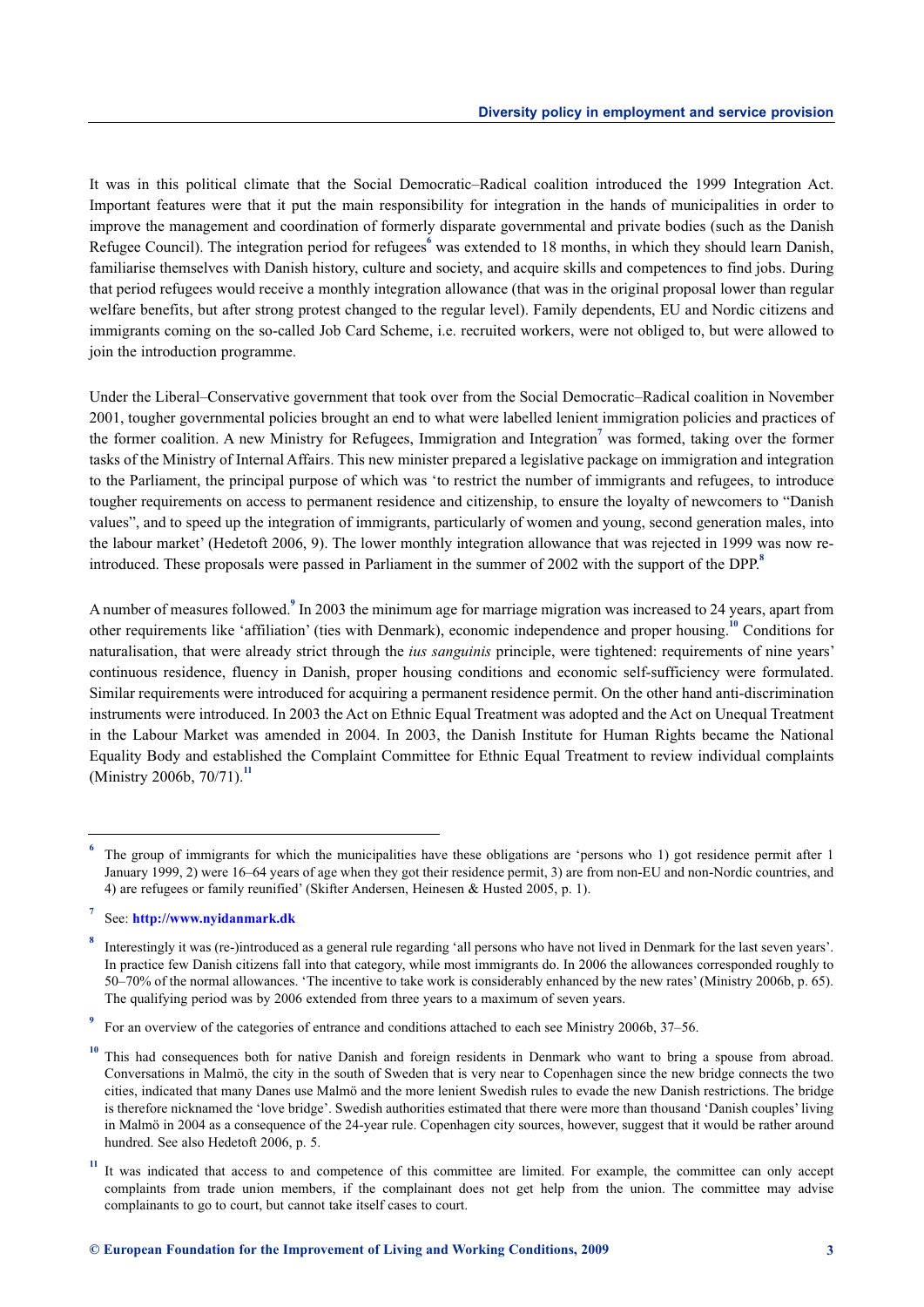It was in this political climate that the Social Democratic–Radical coalition introduced the 1999 Integration Act. Important features were that it put the main responsibility for integration in the hands of municipalities in order to improve the management and coordination of formerly disparate governmental and private bodies (such as the Danish Refugee Council). The integration period for refugees[6] was extended to 18 months, in which they should learn Danish, familiarise themselves with Danish history, culture and society, and acquire skills and competences to find jobs. During that period refugees would receive a monthly integration allowance (that was in the original proposal lower than regular welfare benefits, but after strong protest changed to the regular level). Family dependents, EU and Nordic citizens and immigrants coming on the so-called Job Card Scheme, i.e. recruited workers, were not obliged to, but were allowed to join the introduction programme.

Under the Liberal–Conservative government that took over from the Social Democratic–Radical coalition in November 2001, tougher governmental policies brought an end to what were labelled lenient immigration policies and practices of the former coalition. A new Ministry for Refugees, Immigration and Integration[7] was formed, taking over the former tasks of the Ministry of Internal Affairs. This new minister prepared a legislative package on immigration and integration to the Parliament, the principal purpose of which was 'to restrict the number of immigrants and refugees, to introduce tougher requirements on access to permanent residence and citizenship, to ensure the loyalty of newcomers to "Danish values", and to speed up the integration of immigrants, particularly of women and young, second generation males, into the labour market' (Hedetoft 2006, 9). The lower monthly integration allowance that was rejected in 1999 was now re-introduced. These proposals were passed in Parliament in the summer of 2002 with the support of the DPP.[8]

A number of measures followed.[9] In 2003 the minimum age for marriage migration was increased to 24 years, apart from other requirements like 'affiliation' (ties with Denmark), economic independence and proper housing.[10] Conditions for naturalisation, that were already strict through the *ius sanguinis* principle, were tightened: requirements of nine years' continuous residence, fluency in Danish, proper housing conditions and economic self-sufficiency were formulated. Similar requirements were introduced for acquiring a permanent residence permit. On the other hand anti-discrimination instruments were introduced. In 2003 the Act on Ethnic Equal Treatment was adopted and the Act on Unequal Treatment in the Labour Market was amended in 2004. In 2003, the Danish Institute for Human Rights became the National Equality Body and established the Complaint Committee for Ethnic Equal Treatment to review individual complaints (Ministry 2006b, 70/71).[11]

---

[6] The group of immigrants for which the municipalities have these obligations are 'persons who 1) got residence permit after 1 January 1999, 2) were 16–64 years of age when they got their residence permit, 3) are from non-EU and non-Nordic countries, and 4) are refugees or family reunified' (Skifter Andersen, Heinesen & Husted 2005, p. 1).

[7] See: **http://www.nyidanmark.dk**

[8] Interestingly it was (re-)introduced as a general rule regarding 'all persons who have not lived in Denmark for the last seven years'. In practice few Danish citizens fall into that category, while most immigrants do. In 2006 the allowances corresponded roughly to 50–70% of the normal allowances. 'The incentive to take work is considerably enhanced by the new rates' (Ministry 2006b, p. 65). The qualifying period was by 2006 extended from three years to a maximum of seven years.

[9] For an overview of the categories of entrance and conditions attached to each see Ministry 2006b, 37–56.

[10] This had consequences both for native Danish and foreign residents in Denmark who want to bring a spouse from abroad. Conversations in Malmö, the city in the south of Sweden that is very near to Copenhagen since the new bridge connects the two cities, indicated that many Danes use Malmö and the more lenient Swedish rules to evade the new Danish restrictions. The bridge is therefore nicknamed the 'love bridge'. Swedish authorities estimated that there were more than thousand 'Danish couples' living in Malmö in 2004 as a consequence of the 24-year rule. Copenhagen city sources, however, suggest that it would be rather around hundred. See also Hedetoft 2006, p. 5.

[11] It was indicated that access to and competence of this committee are limited. For example, the committee can only accept complaints from trade union members, if the complainant does not get help from the union. The committee may advise complainants to go to court, but cannot take itself cases to court.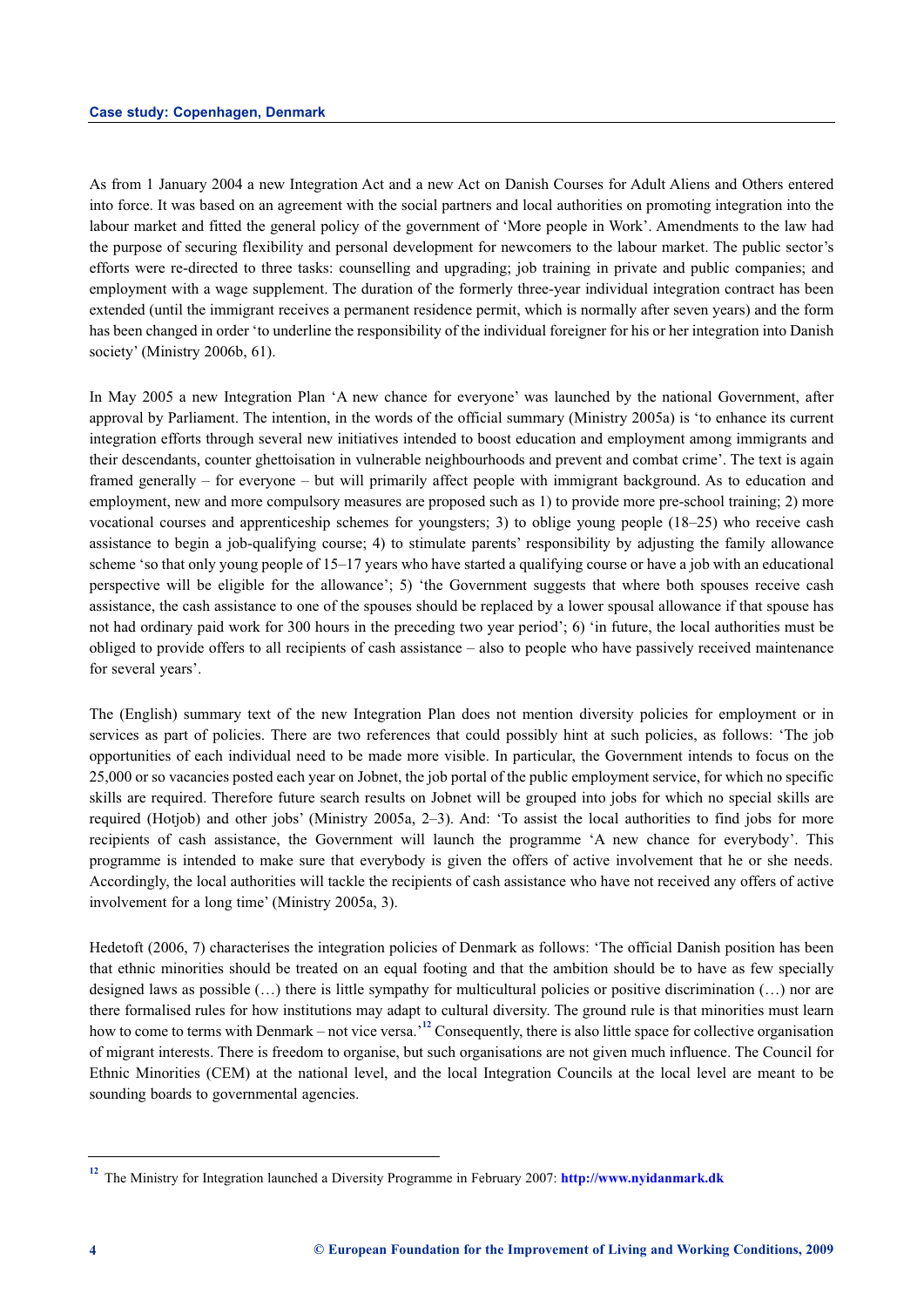As from 1 January 2004 a new Integration Act and a new Act on Danish Courses for Adult Aliens and Others entered into force. It was based on an agreement with the social partners and local authorities on promoting integration into the labour market and fitted the general policy of the government of 'More people in Work'. Amendments to the law had the purpose of securing flexibility and personal development for newcomers to the labour market. The public sector's efforts were re-directed to three tasks: counselling and upgrading; job training in private and public companies; and employment with a wage supplement. The duration of the formerly three-year individual integration contract has been extended (until the immigrant receives a permanent residence permit, which is normally after seven years) and the form has been changed in order 'to underline the responsibility of the individual foreigner for his or her integration into Danish society' (Ministry 2006b, 61).

In May 2005 a new Integration Plan 'A new chance for everyone' was launched by the national Government, after approval by Parliament. The intention, in the words of the official summary (Ministry 2005a) is 'to enhance its current integration efforts through several new initiatives intended to boost education and employment among immigrants and their descendants, counter ghettoisation in vulnerable neighbourhoods and prevent and combat crime'. The text is again framed generally – for everyone – but will primarily affect people with immigrant background. As to education and employment, new and more compulsory measures are proposed such as 1) to provide more pre-school training; 2) more vocational courses and apprenticeship schemes for youngsters; 3) to oblige young people (18–25) who receive cash assistance to begin a job-qualifying course; 4) to stimulate parents' responsibility by adjusting the family allowance scheme 'so that only young people of 15–17 years who have started a qualifying course or have a job with an educational perspective will be eligible for the allowance'; 5) 'the Government suggests that where both spouses receive cash assistance, the cash assistance to one of the spouses should be replaced by a lower spousal allowance if that spouse has not had ordinary paid work for 300 hours in the preceding two year period'; 6) 'in future, the local authorities must be obliged to provide offers to all recipients of cash assistance – also to people who have passively received maintenance for several years'.

The (English) summary text of the new Integration Plan does not mention diversity policies for employment or in services as part of policies. There are two references that could possibly hint at such policies, as follows: 'The job opportunities of each individual need to be made more visible. In particular, the Government intends to focus on the 25,000 or so vacancies posted each year on Jobnet, the job portal of the public employment service, for which no specific skills are required. Therefore future search results on Jobnet will be grouped into jobs for which no special skills are required (Hotjob) and other jobs' (Ministry 2005a, 2–3). And: 'To assist the local authorities to find jobs for more recipients of cash assistance, the Government will launch the programme 'A new chance for everybody'. This programme is intended to make sure that everybody is given the offers of active involvement that he or she needs. Accordingly, the local authorities will tackle the recipients of cash assistance who have not received any offers of active involvement for a long time' (Ministry 2005a, 3).

Hedetoft (2006, 7) characterises the integration policies of Denmark as follows: 'The official Danish position has been that ethnic minorities should be treated on an equal footing and that the ambition should be to have as few specially designed laws as possible (…) there is little sympathy for multicultural policies or positive discrimination (…) nor are there formalised rules for how institutions may adapt to cultural diversity. The ground rule is that minorities must learn how to come to terms with Denmark – not vice versa.'[12] Consequently, there is also little space for collective organisation of migrant interests. There is freedom to organise, but such organisations are not given much influence. The Council for Ethnic Minorities (CEM) at the national level, and the local Integration Councils at the local level are meant to be sounding boards to governmental agencies.

---

[12] The Ministry for Integration launched a Diversity Programme in February 2007: **http://www.nyidanmark.dk**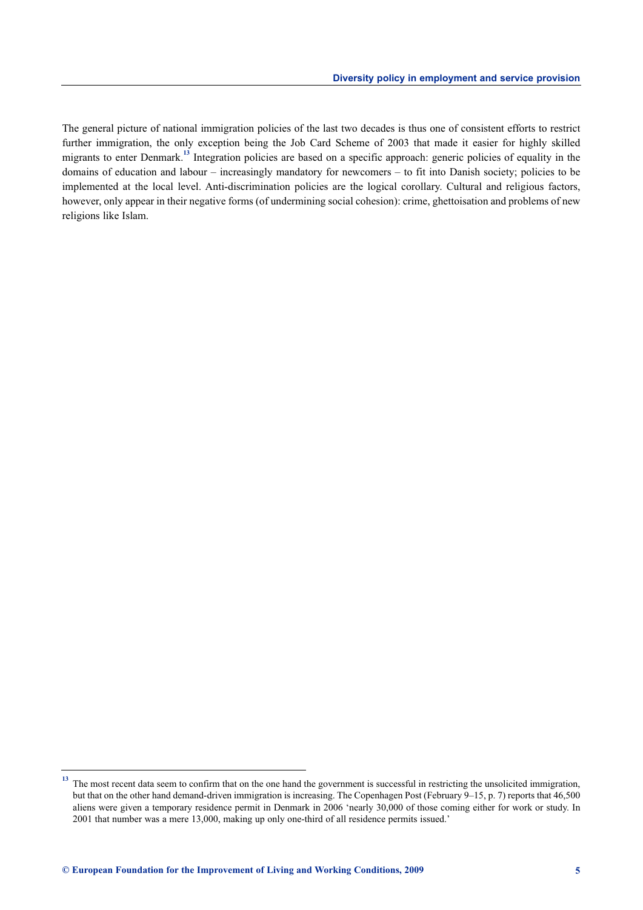The general picture of national immigration policies of the last two decades is thus one of consistent efforts to restrict further immigration, the only exception being the Job Card Scheme of 2003 that made it easier for highly skilled migrants to enter Denmark.[13] Integration policies are based on a specific approach: generic policies of equality in the domains of education and labour – increasingly mandatory for newcomers – to fit into Danish society; policies to be implemented at the local level. Anti-discrimination policies are the logical corollary. Cultural and religious factors, however, only appear in their negative forms (of undermining social cohesion): crime, ghettoisation and problems of new religions like Islam.

---

[13] The most recent data seem to confirm that on the one hand the government is successful in restricting the unsolicited immigration, but that on the other hand demand-driven immigration is increasing. The Copenhagen Post (February 9–15, p. 7) reports that 46,500 aliens were given a temporary residence permit in Denmark in 2006 'nearly 30,000 of those coming either for work or study. In 2001 that number was a mere 13,000, making up only one-third of all residence permits issued.'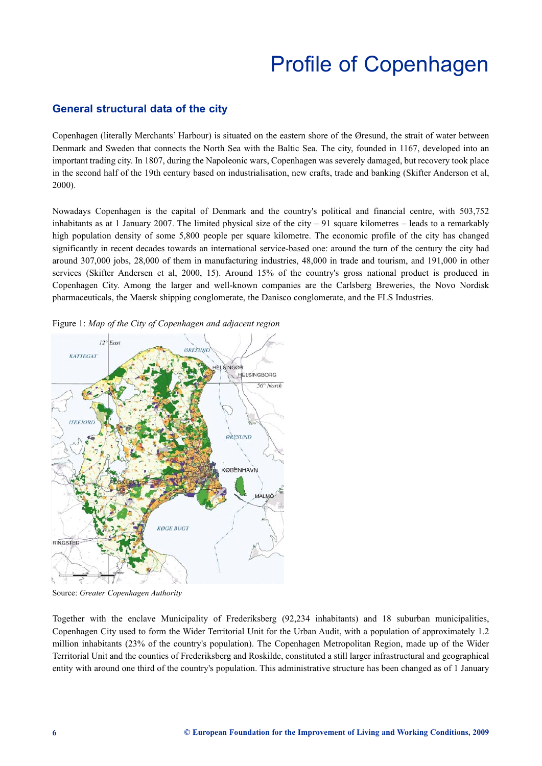# Profile of Copenhagen

## General structural data of the city

Copenhagen (literally Merchants' Harbour) is situated on the eastern shore of the Øresund, the strait of water between Denmark and Sweden that connects the North Sea with the Baltic Sea. The city, founded in 1167, developed into an important trading city. In 1807, during the Napoleonic wars, Copenhagen was severely damaged, but recovery took place in the second half of the 19th century based on industrialisation, new crafts, trade and banking (Skifter Anderson et al, 2000).

Nowadays Copenhagen is the capital of Denmark and the country's political and financial centre, with 503,752 inhabitants as at 1 January 2007. The limited physical size of the city – 91 square kilometres – leads to a remarkably high population density of some 5,800 people per square kilometre. The economic profile of the city has changed significantly in recent decades towards an international service-based one: around the turn of the century the city had around 307,000 jobs, 28,000 of them in manufacturing industries, 48,000 in trade and tourism, and 191,000 in other services (Skifter Andersen et al, 2000, 15). Around 15% of the country's gross national product is produced in Copenhagen City. Among the larger and well-known companies are the Carlsberg Breweries, the Novo Nordisk pharmaceuticals, the Maersk shipping conglomerate, the Danisco conglomerate, and the FLS Industries.

Figure 1: *Map of the City of Copenhagen and adjacent region*

Source: *Greater Copenhagen Authority*

Together with the enclave Municipality of Frederiksberg (92,234 inhabitants) and 18 suburban municipalities, Copenhagen City used to form the Wider Territorial Unit for the Urban Audit, with a population of approximately 1.2 million inhabitants (23% of the country's population). The Copenhagen Metropolitan Region, made up of the Wider Territorial Unit and the counties of Frederiksberg and Roskilde, constituted a still larger infrastructural and geographical entity with around one third of the country's population. This administrative structure has been changed as of 1 January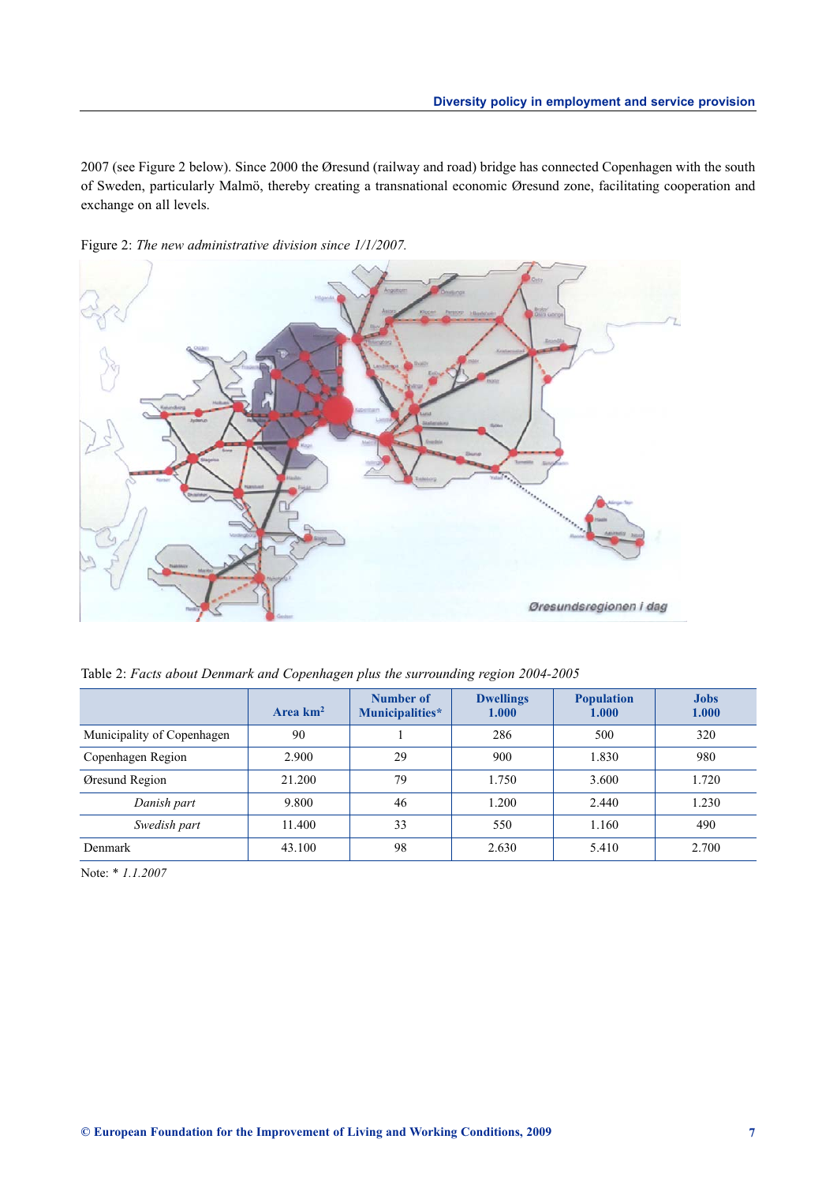2007 (see Figure 2 below). Since 2000 the Øresund (railway and road) bridge has connected Copenhagen with the south of Sweden, particularly Malmö, thereby creating a transnational economic Øresund zone, facilitating cooperation and exchange on all levels.

Figure 2: *The new administrative division since 1/1/2007.*

Table 2: *Facts about Denmark and Copenhagen plus the surrounding region 2004-2005*

| | Area km² | Number of Municipalities* | Dwellings 1.000 | Population 1.000 | Jobs 1.000 |
|---|---|---|---|---|---|
| Municipality of Copenhagen | 90 | 1 | 286 | 500 | 320 |
| Copenhagen Region | 2.900 | 29 | 900 | 1.830 | 980 |
| Øresund Region | 21.200 | 79 | 1.750 | 3.600 | 1.720 |
| *Danish part* | 9.800 | 46 | 1.200 | 2.440 | 1.230 |
| *Swedish part* | 11.400 | 33 | 550 | 1.160 | 490 |
| Denmark | 43.100 | 98 | 2.630 | 5.410 | 2.700 |

Note: * *1.1.2007*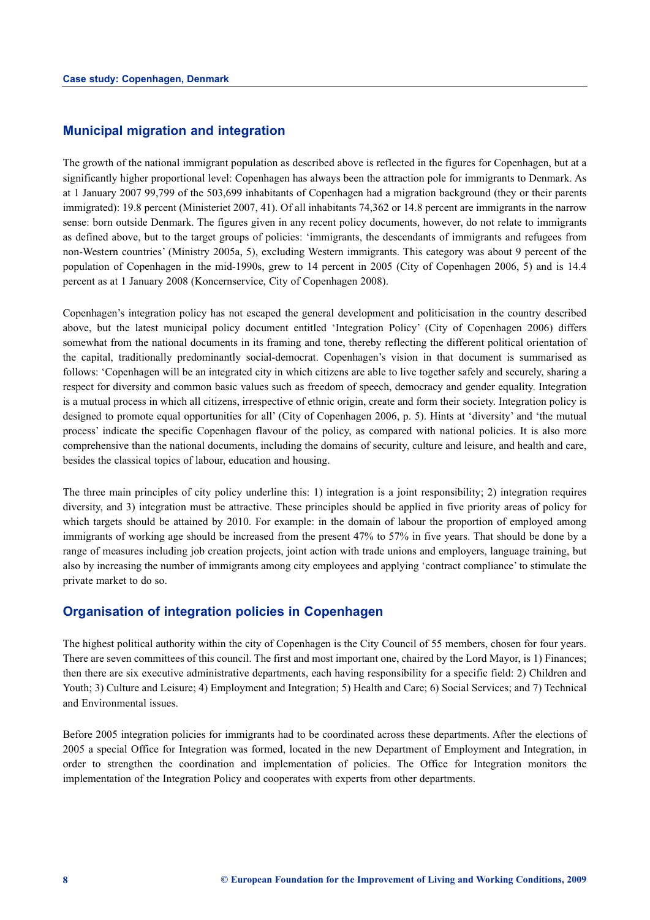## Municipal migration and integration

The growth of the national immigrant population as described above is reflected in the figures for Copenhagen, but at a significantly higher proportional level: Copenhagen has always been the attraction pole for immigrants to Denmark. As at 1 January 2007 99,799 of the 503,699 inhabitants of Copenhagen had a migration background (they or their parents immigrated): 19.8 percent (Ministeriet 2007, 41). Of all inhabitants 74,362 or 14.8 percent are immigrants in the narrow sense: born outside Denmark. The figures given in any recent policy documents, however, do not relate to immigrants as defined above, but to the target groups of policies: 'immigrants, the descendants of immigrants and refugees from non-Western countries' (Ministry 2005a, 5), excluding Western immigrants. This category was about 9 percent of the population of Copenhagen in the mid-1990s, grew to 14 percent in 2005 (City of Copenhagen 2006, 5) and is 14.4 percent as at 1 January 2008 (Koncernservice, City of Copenhagen 2008).

Copenhagen's integration policy has not escaped the general development and politicisation in the country described above, but the latest municipal policy document entitled 'Integration Policy' (City of Copenhagen 2006) differs somewhat from the national documents in its framing and tone, thereby reflecting the different political orientation of the capital, traditionally predominantly social-democrat. Copenhagen's vision in that document is summarised as follows: 'Copenhagen will be an integrated city in which citizens are able to live together safely and securely, sharing a respect for diversity and common basic values such as freedom of speech, democracy and gender equality. Integration is a mutual process in which all citizens, irrespective of ethnic origin, create and form their society. Integration policy is designed to promote equal opportunities for all' (City of Copenhagen 2006, p. 5). Hints at 'diversity' and 'the mutual process' indicate the specific Copenhagen flavour of the policy, as compared with national policies. It is also more comprehensive than the national documents, including the domains of security, culture and leisure, and health and care, besides the classical topics of labour, education and housing.

The three main principles of city policy underline this: 1) integration is a joint responsibility; 2) integration requires diversity, and 3) integration must be attractive. These principles should be applied in five priority areas of policy for which targets should be attained by 2010. For example: in the domain of labour the proportion of employed among immigrants of working age should be increased from the present 47% to 57% in five years. That should be done by a range of measures including job creation projects, joint action with trade unions and employers, language training, but also by increasing the number of immigrants among city employees and applying 'contract compliance' to stimulate the private market to do so.

## Organisation of integration policies in Copenhagen

The highest political authority within the city of Copenhagen is the City Council of 55 members, chosen for four years. There are seven committees of this council. The first and most important one, chaired by the Lord Mayor, is 1) Finances; then there are six executive administrative departments, each having responsibility for a specific field: 2) Children and Youth; 3) Culture and Leisure; 4) Employment and Integration; 5) Health and Care; 6) Social Services; and 7) Technical and Environmental issues.

Before 2005 integration policies for immigrants had to be coordinated across these departments. After the elections of 2005 a special Office for Integration was formed, located in the new Department of Employment and Integration, in order to strengthen the coordination and implementation of policies. The Office for Integration monitors the implementation of the Integration Policy and cooperates with experts from other departments.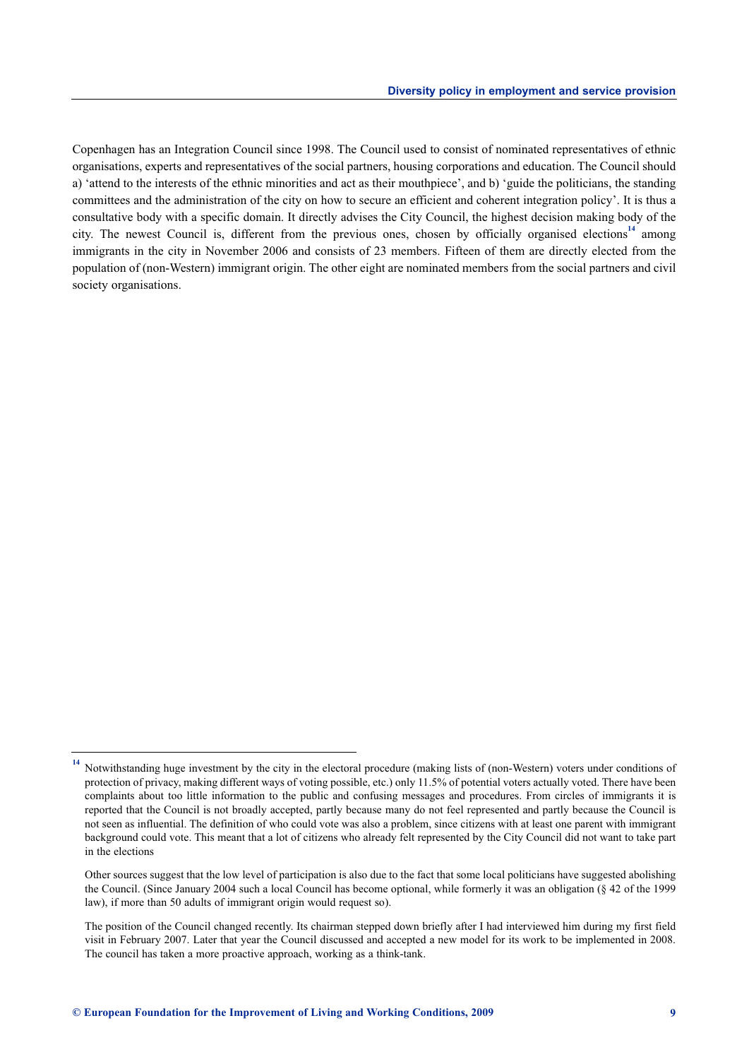Copenhagen has an Integration Council since 1998. The Council used to consist of nominated representatives of ethnic organisations, experts and representatives of the social partners, housing corporations and education. The Council should a) 'attend to the interests of the ethnic minorities and act as their mouthpiece', and b) 'guide the politicians, the standing committees and the administration of the city on how to secure an efficient and coherent integration policy'. It is thus a consultative body with a specific domain. It directly advises the City Council, the highest decision making body of the city. The newest Council is, different from the previous ones, chosen by officially organised elections[14] among immigrants in the city in November 2006 and consists of 23 members. Fifteen of them are directly elected from the population of (non-Western) immigrant origin. The other eight are nominated members from the social partners and civil society organisations.

---

[14] Notwithstanding huge investment by the city in the electoral procedure (making lists of (non-Western) voters under conditions of protection of privacy, making different ways of voting possible, etc.) only 11.5% of potential voters actually voted. There have been complaints about too little information to the public and confusing messages and procedures. From circles of immigrants it is reported that the Council is not broadly accepted, partly because many do not feel represented and partly because the Council is not seen as influential. The definition of who could vote was also a problem, since citizens with at least one parent with immigrant background could vote. This meant that a lot of citizens who already felt represented by the City Council did not want to take part in the elections

Other sources suggest that the low level of participation is also due to the fact that some local politicians have suggested abolishing the Council. (Since January 2004 such a local Council has become optional, while formerly it was an obligation (§ 42 of the 1999 law), if more than 50 adults of immigrant origin would request so).

The position of the Council changed recently. Its chairman stepped down briefly after I had interviewed him during my first field visit in February 2007. Later that year the Council discussed and accepted a new model for its work to be implemented in 2008. The council has taken a more proactive approach, working as a think-tank.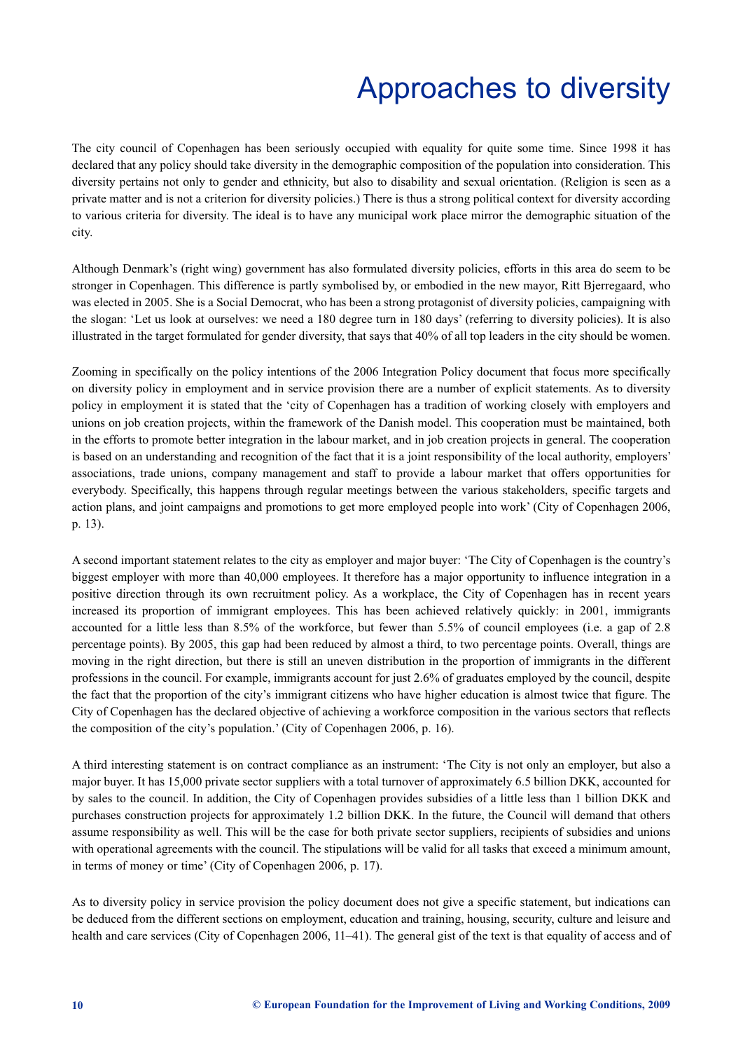# Approaches to diversity

The city council of Copenhagen has been seriously occupied with equality for quite some time. Since 1998 it has declared that any policy should take diversity in the demographic composition of the population into consideration. This diversity pertains not only to gender and ethnicity, but also to disability and sexual orientation. (Religion is seen as a private matter and is not a criterion for diversity policies.) There is thus a strong political context for diversity according to various criteria for diversity. The ideal is to have any municipal work place mirror the demographic situation of the city.

Although Denmark's (right wing) government has also formulated diversity policies, efforts in this area do seem to be stronger in Copenhagen. This difference is partly symbolised by, or embodied in the new mayor, Ritt Bjerregaard, who was elected in 2005. She is a Social Democrat, who has been a strong protagonist of diversity policies, campaigning with the slogan: 'Let us look at ourselves: we need a 180 degree turn in 180 days' (referring to diversity policies). It is also illustrated in the target formulated for gender diversity, that says that 40% of all top leaders in the city should be women.

Zooming in specifically on the policy intentions of the 2006 Integration Policy document that focus more specifically on diversity policy in employment and in service provision there are a number of explicit statements. As to diversity policy in employment it is stated that the 'city of Copenhagen has a tradition of working closely with employers and unions on job creation projects, within the framework of the Danish model. This cooperation must be maintained, both in the efforts to promote better integration in the labour market, and in job creation projects in general. The cooperation is based on an understanding and recognition of the fact that it is a joint responsibility of the local authority, employers' associations, trade unions, company management and staff to provide a labour market that offers opportunities for everybody. Specifically, this happens through regular meetings between the various stakeholders, specific targets and action plans, and joint campaigns and promotions to get more employed people into work' (City of Copenhagen 2006, p. 13).

A second important statement relates to the city as employer and major buyer: 'The City of Copenhagen is the country's biggest employer with more than 40,000 employees. It therefore has a major opportunity to influence integration in a positive direction through its own recruitment policy. As a workplace, the City of Copenhagen has in recent years increased its proportion of immigrant employees. This has been achieved relatively quickly: in 2001, immigrants accounted for a little less than 8.5% of the workforce, but fewer than 5.5% of council employees (i.e. a gap of 2.8 percentage points). By 2005, this gap had been reduced by almost a third, to two percentage points. Overall, things are moving in the right direction, but there is still an uneven distribution in the proportion of immigrants in the different professions in the council. For example, immigrants account for just 2.6% of graduates employed by the council, despite the fact that the proportion of the city's immigrant citizens who have higher education is almost twice that figure. The City of Copenhagen has the declared objective of achieving a workforce composition in the various sectors that reflects the composition of the city's population.' (City of Copenhagen 2006, p. 16).

A third interesting statement is on contract compliance as an instrument: 'The City is not only an employer, but also a major buyer. It has 15,000 private sector suppliers with a total turnover of approximately 6.5 billion DKK, accounted for by sales to the council. In addition, the City of Copenhagen provides subsidies of a little less than 1 billion DKK and purchases construction projects for approximately 1.2 billion DKK. In the future, the Council will demand that others assume responsibility as well. This will be the case for both private sector suppliers, recipients of subsidies and unions with operational agreements with the council. The stipulations will be valid for all tasks that exceed a minimum amount, in terms of money or time' (City of Copenhagen 2006, p. 17).

As to diversity policy in service provision the policy document does not give a specific statement, but indications can be deduced from the different sections on employment, education and training, housing, security, culture and leisure and health and care services (City of Copenhagen 2006, 11–41). The general gist of the text is that equality of access and of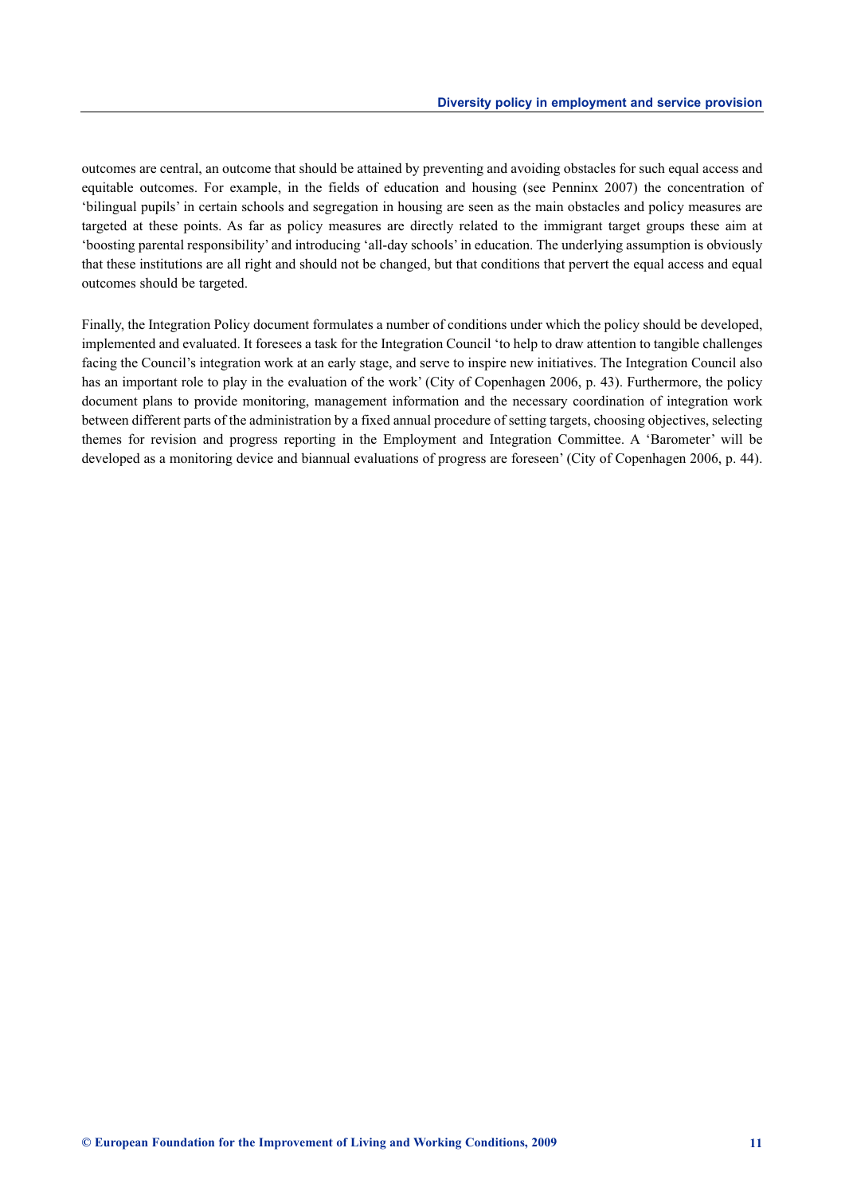outcomes are central, an outcome that should be attained by preventing and avoiding obstacles for such equal access and equitable outcomes. For example, in the fields of education and housing (see Penninx 2007) the concentration of 'bilingual pupils' in certain schools and segregation in housing are seen as the main obstacles and policy measures are targeted at these points. As far as policy measures are directly related to the immigrant target groups these aim at 'boosting parental responsibility' and introducing 'all-day schools' in education. The underlying assumption is obviously that these institutions are all right and should not be changed, but that conditions that pervert the equal access and equal outcomes should be targeted.

Finally, the Integration Policy document formulates a number of conditions under which the policy should be developed, implemented and evaluated. It foresees a task for the Integration Council 'to help to draw attention to tangible challenges facing the Council's integration work at an early stage, and serve to inspire new initiatives. The Integration Council also has an important role to play in the evaluation of the work' (City of Copenhagen 2006, p. 43). Furthermore, the policy document plans to provide monitoring, management information and the necessary coordination of integration work between different parts of the administration by a fixed annual procedure of setting targets, choosing objectives, selecting themes for revision and progress reporting in the Employment and Integration Committee. A 'Barometer' will be developed as a monitoring device and biannual evaluations of progress are foreseen' (City of Copenhagen 2006, p. 44).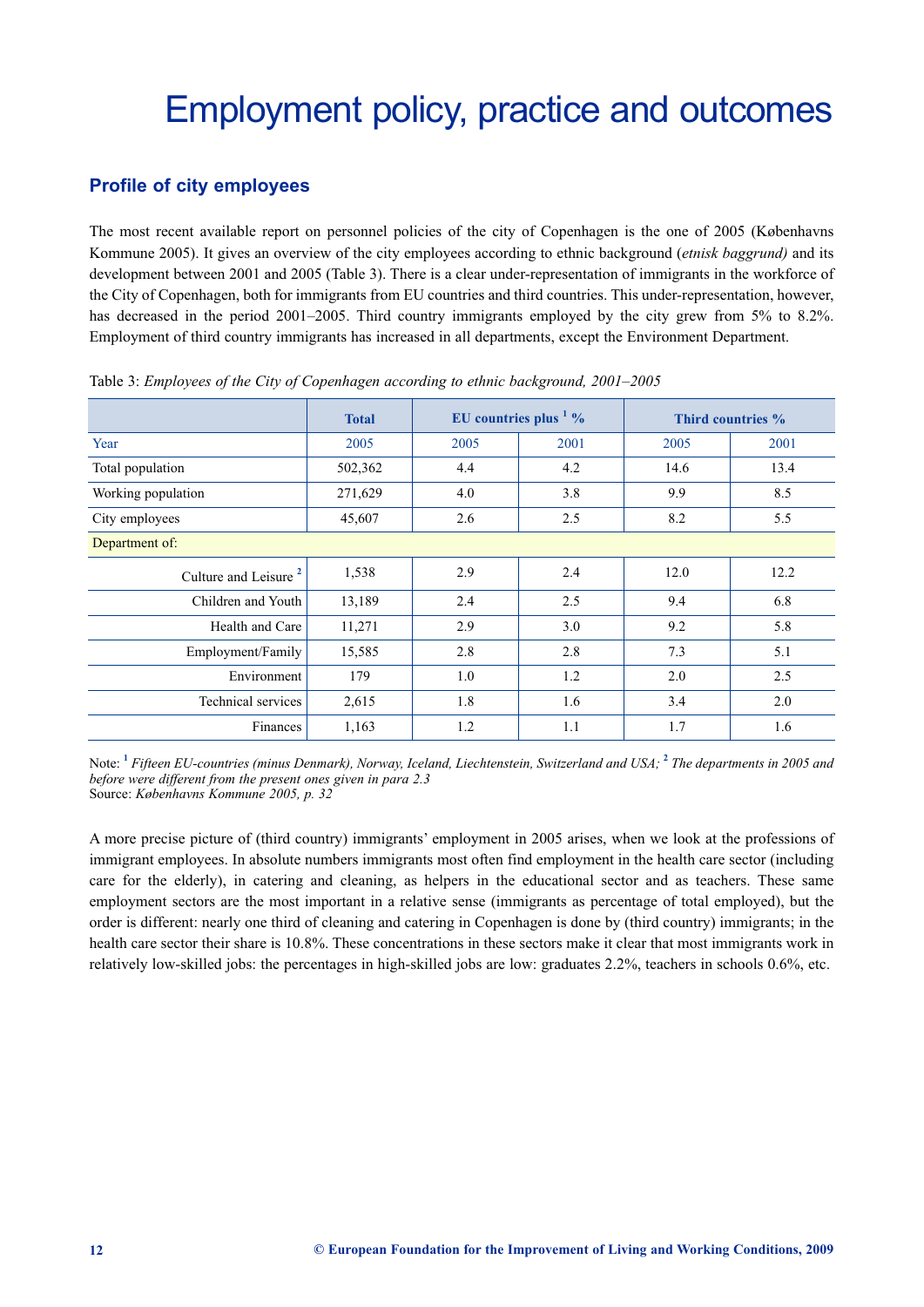# Employment policy, practice and outcomes

## Profile of city employees

The most recent available report on personnel policies of the city of Copenhagen is the one of 2005 (Københavns Kommune 2005). It gives an overview of the city employees according to ethnic background (*etnisk baggrund)* and its development between 2001 and 2005 (Table 3). There is a clear under-representation of immigrants in the workforce of the City of Copenhagen, both for immigrants from EU countries and third countries. This under-representation, however, has decreased in the period 2001–2005. Third country immigrants employed by the city grew from 5% to 8.2%. Employment of third country immigrants has increased in all departments, except the Environment Department.

Table 3: *Employees of the City of Copenhagen according to ethnic background, 2001–2005*

| | Total | EU countries plus [1] % | | Third countries % | |
|---|---|---|---|---|---|
| Year | 2005 | 2005 | 2001 | 2005 | 2001 |
| Total population | 502,362 | 4.4 | 4.2 | 14.6 | 13.4 |
| Working population | 271,629 | 4.0 | 3.8 | 9.9 | 8.5 |
| City employees | 45,607 | 2.6 | 2.5 | 8.2 | 5.5 |
| Department of: | | | | | |
| Culture and Leisure [2] | 1,538 | 2.9 | 2.4 | 12.0 | 12.2 |
| Children and Youth | 13,189 | 2.4 | 2.5 | 9.4 | 6.8 |
| Health and Care | 11,271 | 2.9 | 3.0 | 9.2 | 5.8 |
| Employment/Family | 15,585 | 2.8 | 2.8 | 7.3 | 5.1 |
| Environment | 179 | 1.0 | 1.2 | 2.0 | 2.5 |
| Technical services | 2,615 | 1.8 | 1.6 | 3.4 | 2.0 |
| Finances | 1,163 | 1.2 | 1.1 | 1.7 | 1.6 |

Note: [1] *Fifteen EU-countries (minus Denmark), Norway, Iceland, Liechtenstein, Switzerland and USA;* [2] *The departments in 2005 and before were different from the present ones given in para 2.3*
Source: *Københavns Kommune 2005, p. 32*

A more precise picture of (third country) immigrants' employment in 2005 arises, when we look at the professions of immigrant employees. In absolute numbers immigrants most often find employment in the health care sector (including care for the elderly), in catering and cleaning, as helpers in the educational sector and as teachers. These same employment sectors are the most important in a relative sense (immigrants as percentage of total employed), but the order is different: nearly one third of cleaning and catering in Copenhagen is done by (third country) immigrants; in the health care sector their share is 10.8%. These concentrations in these sectors make it clear that most immigrants work in relatively low-skilled jobs: the percentages in high-skilled jobs are low: graduates 2.2%, teachers in schools 0.6%, etc.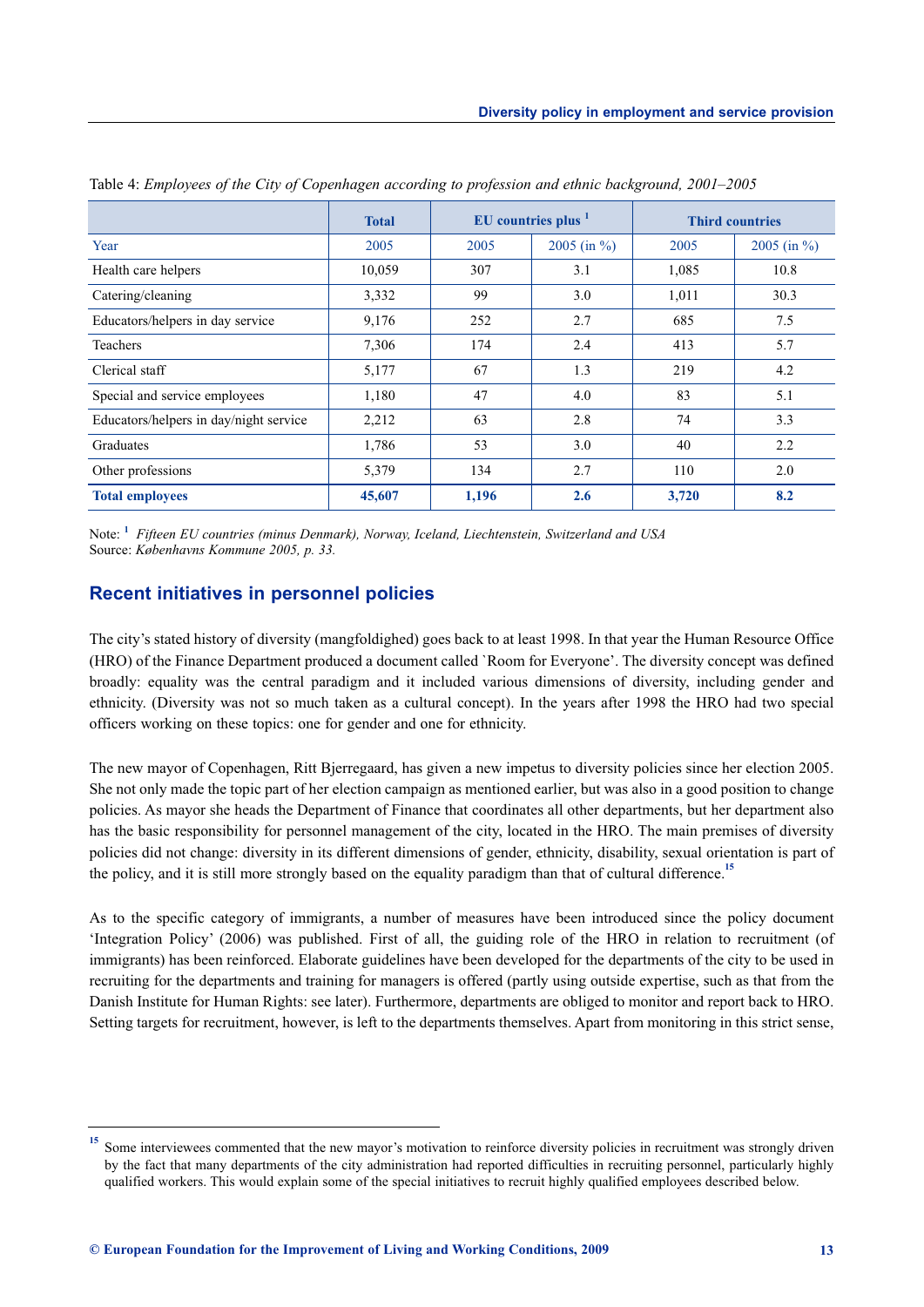Table 4: *Employees of the City of Copenhagen according to profession and ethnic background, 2001–2005*

| | Total | EU countries plus [1] | | Third countries | |
|---|---|---|---|---|---|
| Year | 2005 | 2005 | 2005 (in %) | 2005 | 2005 (in %) |
| Health care helpers | 10,059 | 307 | 3.1 | 1,085 | 10.8 |
| Catering/cleaning | 3,332 | 99 | 3.0 | 1,011 | 30.3 |
| Educators/helpers in day service | 9,176 | 252 | 2.7 | 685 | 7.5 |
| Teachers | 7,306 | 174 | 2.4 | 413 | 5.7 |
| Clerical staff | 5,177 | 67 | 1.3 | 219 | 4.2 |
| Special and service employees | 1,180 | 47 | 4.0 | 83 | 5.1 |
| Educators/helpers in day/night service | 2,212 | 63 | 2.8 | 74 | 3.3 |
| Graduates | 1,786 | 53 | 3.0 | 40 | 2.2 |
| Other professions | 5,379 | 134 | 2.7 | 110 | 2.0 |
| **Total employees** | **45,607** | **1,196** | **2.6** | **3,720** | **8.2** |

Note: [1] *Fifteen EU countries (minus Denmark), Norway, Iceland, Liechtenstein, Switzerland and USA*
Source: *Københavns Kommune 2005, p. 33.*

## Recent initiatives in personnel policies

The city's stated history of diversity (mangfoldighed) goes back to at least 1998. In that year the Human Resource Office (HRO) of the Finance Department produced a document called `Room for Everyone'. The diversity concept was defined broadly: equality was the central paradigm and it included various dimensions of diversity, including gender and ethnicity. (Diversity was not so much taken as a cultural concept). In the years after 1998 the HRO had two special officers working on these topics: one for gender and one for ethnicity.

The new mayor of Copenhagen, Ritt Bjerregaard, has given a new impetus to diversity policies since her election 2005. She not only made the topic part of her election campaign as mentioned earlier, but was also in a good position to change policies. As mayor she heads the Department of Finance that coordinates all other departments, but her department also has the basic responsibility for personnel management of the city, located in the HRO. The main premises of diversity policies did not change: diversity in its different dimensions of gender, ethnicity, disability, sexual orientation is part of the policy, and it is still more strongly based on the equality paradigm than that of cultural difference.[15]

As to the specific category of immigrants, a number of measures have been introduced since the policy document 'Integration Policy' (2006) was published. First of all, the guiding role of the HRO in relation to recruitment (of immigrants) has been reinforced. Elaborate guidelines have been developed for the departments of the city to be used in recruiting for the departments and training for managers is offered (partly using outside expertise, such as that from the Danish Institute for Human Rights: see later). Furthermore, departments are obliged to monitor and report back to HRO. Setting targets for recruitment, however, is left to the departments themselves. Apart from monitoring in this strict sense,

[15] Some interviewees commented that the new mayor's motivation to reinforce diversity policies in recruitment was strongly driven by the fact that many departments of the city administration had reported difficulties in recruiting personnel, particularly highly qualified workers. This would explain some of the special initiatives to recruit highly qualified employees described below.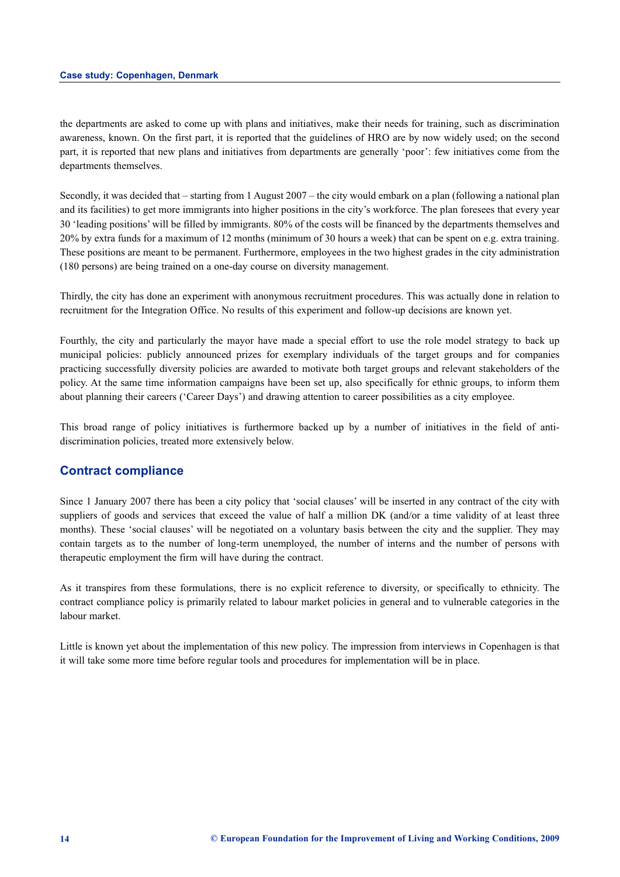the departments are asked to come up with plans and initiatives, make their needs for training, such as discrimination awareness, known. On the first part, it is reported that the guidelines of HRO are by now widely used; on the second part, it is reported that new plans and initiatives from departments are generally 'poor': few initiatives come from the departments themselves.

Secondly, it was decided that – starting from 1 August 2007 – the city would embark on a plan (following a national plan and its facilities) to get more immigrants into higher positions in the city's workforce. The plan foresees that every year 30 'leading positions' will be filled by immigrants. 80% of the costs will be financed by the departments themselves and 20% by extra funds for a maximum of 12 months (minimum of 30 hours a week) that can be spent on e.g. extra training. These positions are meant to be permanent. Furthermore, employees in the two highest grades in the city administration (180 persons) are being trained on a one-day course on diversity management.

Thirdly, the city has done an experiment with anonymous recruitment procedures. This was actually done in relation to recruitment for the Integration Office. No results of this experiment and follow-up decisions are known yet.

Fourthly, the city and particularly the mayor have made a special effort to use the role model strategy to back up municipal policies: publicly announced prizes for exemplary individuals of the target groups and for companies practicing successfully diversity policies are awarded to motivate both target groups and relevant stakeholders of the policy. At the same time information campaigns have been set up, also specifically for ethnic groups, to inform them about planning their careers ('Career Days') and drawing attention to career possibilities as a city employee.

This broad range of policy initiatives is furthermore backed up by a number of initiatives in the field of anti-discrimination policies, treated more extensively below.

## Contract compliance

Since 1 January 2007 there has been a city policy that 'social clauses' will be inserted in any contract of the city with suppliers of goods and services that exceed the value of half a million DK (and/or a time validity of at least three months). These 'social clauses' will be negotiated on a voluntary basis between the city and the supplier. They may contain targets as to the number of long-term unemployed, the number of interns and the number of persons with therapeutic employment the firm will have during the contract.

As it transpires from these formulations, there is no explicit reference to diversity, or specifically to ethnicity. The contract compliance policy is primarily related to labour market policies in general and to vulnerable categories in the labour market.

Little is known yet about the implementation of this new policy. The impression from interviews in Copenhagen is that it will take some more time before regular tools and procedures for implementation will be in place.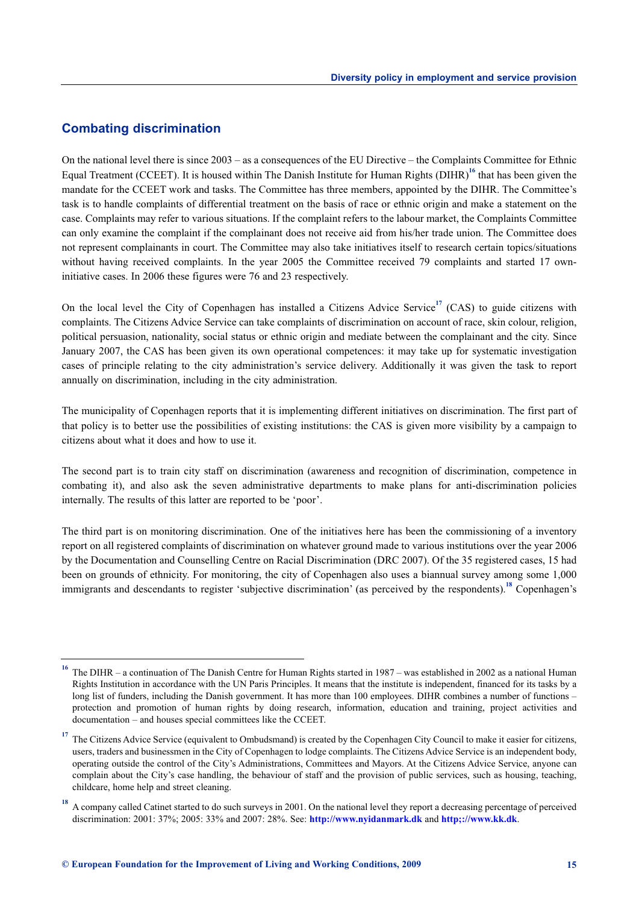## Combating discrimination

On the national level there is since 2003 – as a consequences of the EU Directive – the Complaints Committee for Ethnic Equal Treatment (CCEET). It is housed within The Danish Institute for Human Rights (DIHR)[16] that has been given the mandate for the CCEET work and tasks. The Committee has three members, appointed by the DIHR. The Committee's task is to handle complaints of differential treatment on the basis of race or ethnic origin and make a statement on the case. Complaints may refer to various situations. If the complaint refers to the labour market, the Complaints Committee can only examine the complaint if the complainant does not receive aid from his/her trade union. The Committee does not represent complainants in court. The Committee may also take initiatives itself to research certain topics/situations without having received complaints. In the year 2005 the Committee received 79 complaints and started 17 own-initiative cases. In 2006 these figures were 76 and 23 respectively.

On the local level the City of Copenhagen has installed a Citizens Advice Service[17] (CAS) to guide citizens with complaints. The Citizens Advice Service can take complaints of discrimination on account of race, skin colour, religion, political persuasion, nationality, social status or ethnic origin and mediate between the complainant and the city. Since January 2007, the CAS has been given its own operational competences: it may take up for systematic investigation cases of principle relating to the city administration's service delivery. Additionally it was given the task to report annually on discrimination, including in the city administration.

The municipality of Copenhagen reports that it is implementing different initiatives on discrimination. The first part of that policy is to better use the possibilities of existing institutions: the CAS is given more visibility by a campaign to citizens about what it does and how to use it.

The second part is to train city staff on discrimination (awareness and recognition of discrimination, competence in combating it), and also ask the seven administrative departments to make plans for anti-discrimination policies internally. The results of this latter are reported to be 'poor'.

The third part is on monitoring discrimination. One of the initiatives here has been the commissioning of a inventory report on all registered complaints of discrimination on whatever ground made to various institutions over the year 2006 by the Documentation and Counselling Centre on Racial Discrimination (DRC 2007). Of the 35 registered cases, 15 had been on grounds of ethnicity. For monitoring, the city of Copenhagen also uses a biannual survey among some 1,000 immigrants and descendants to register 'subjective discrimination' (as perceived by the respondents).[18] Copenhagen's

---

[16] The DIHR – a continuation of The Danish Centre for Human Rights started in 1987 – was established in 2002 as a national Human Rights Institution in accordance with the UN Paris Principles. It means that the institute is independent, financed for its tasks by a long list of funders, including the Danish government. It has more than 100 employees. DIHR combines a number of functions – protection and promotion of human rights by doing research, information, education and training, project activities and documentation – and houses special committees like the CCEET.

[17] The Citizens Advice Service (equivalent to Ombudsman) is created by the Copenhagen City Council to make it easier for citizens, users, traders and businessmen in the City of Copenhagen to lodge complaints. The Citizens Advice Service is an independent body, operating outside the control of the City's Administrations, Committees and Mayors. At the Citizens Advice Service, anyone can complain about the City's case handling, the behaviour of staff and the provision of public services, such as housing, teaching, childcare, home help and street cleaning.

[18] A company called Catinet started to do such surveys in 2001. On the national level they report a decreasing percentage of perceived discrimination: 2001: 37%; 2005: 33% and 2007: 28%. See: **http://www.nyidanmark.dk** and **http;://www.kk.dk**.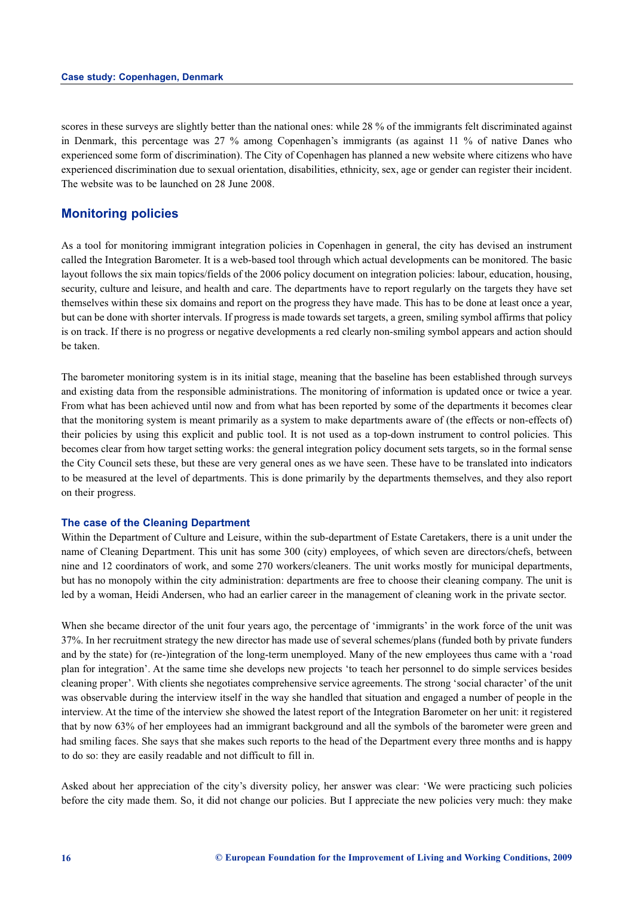scores in these surveys are slightly better than the national ones: while 28 % of the immigrants felt discriminated against in Denmark, this percentage was 27 % among Copenhagen's immigrants (as against 11 % of native Danes who experienced some form of discrimination). The City of Copenhagen has planned a new website where citizens who have experienced discrimination due to sexual orientation, disabilities, ethnicity, sex, age or gender can register their incident. The website was to be launched on 28 June 2008.

## Monitoring policies

As a tool for monitoring immigrant integration policies in Copenhagen in general, the city has devised an instrument called the Integration Barometer. It is a web-based tool through which actual developments can be monitored. The basic layout follows the six main topics/fields of the 2006 policy document on integration policies: labour, education, housing, security, culture and leisure, and health and care. The departments have to report regularly on the targets they have set themselves within these six domains and report on the progress they have made. This has to be done at least once a year, but can be done with shorter intervals. If progress is made towards set targets, a green, smiling symbol affirms that policy is on track. If there is no progress or negative developments a red clearly non-smiling symbol appears and action should be taken.

The barometer monitoring system is in its initial stage, meaning that the baseline has been established through surveys and existing data from the responsible administrations. The monitoring of information is updated once or twice a year. From what has been achieved until now and from what has been reported by some of the departments it becomes clear that the monitoring system is meant primarily as a system to make departments aware of (the effects or non-effects of) their policies by using this explicit and public tool. It is not used as a top-down instrument to control policies. This becomes clear from how target setting works: the general integration policy document sets targets, so in the formal sense the City Council sets these, but these are very general ones as we have seen. These have to be translated into indicators to be measured at the level of departments. This is done primarily by the departments themselves, and they also report on their progress.

### The case of the Cleaning Department

Within the Department of Culture and Leisure, within the sub-department of Estate Caretakers, there is a unit under the name of Cleaning Department. This unit has some 300 (city) employees, of which seven are directors/chefs, between nine and 12 coordinators of work, and some 270 workers/cleaners. The unit works mostly for municipal departments, but has no monopoly within the city administration: departments are free to choose their cleaning company. The unit is led by a woman, Heidi Andersen, who had an earlier career in the management of cleaning work in the private sector.

When she became director of the unit four years ago, the percentage of 'immigrants' in the work force of the unit was 37%. In her recruitment strategy the new director has made use of several schemes/plans (funded both by private funders and by the state) for (re-)integration of the long-term unemployed. Many of the new employees thus came with a 'road plan for integration'. At the same time she develops new projects 'to teach her personnel to do simple services besides cleaning proper'. With clients she negotiates comprehensive service agreements. The strong 'social character' of the unit was observable during the interview itself in the way she handled that situation and engaged a number of people in the interview. At the time of the interview she showed the latest report of the Integration Barometer on her unit: it registered that by now 63% of her employees had an immigrant background and all the symbols of the barometer were green and had smiling faces. She says that she makes such reports to the head of the Department every three months and is happy to do so: they are easily readable and not difficult to fill in.

Asked about her appreciation of the city's diversity policy, her answer was clear: 'We were practicing such policies before the city made them. So, it did not change our policies. But I appreciate the new policies very much: they make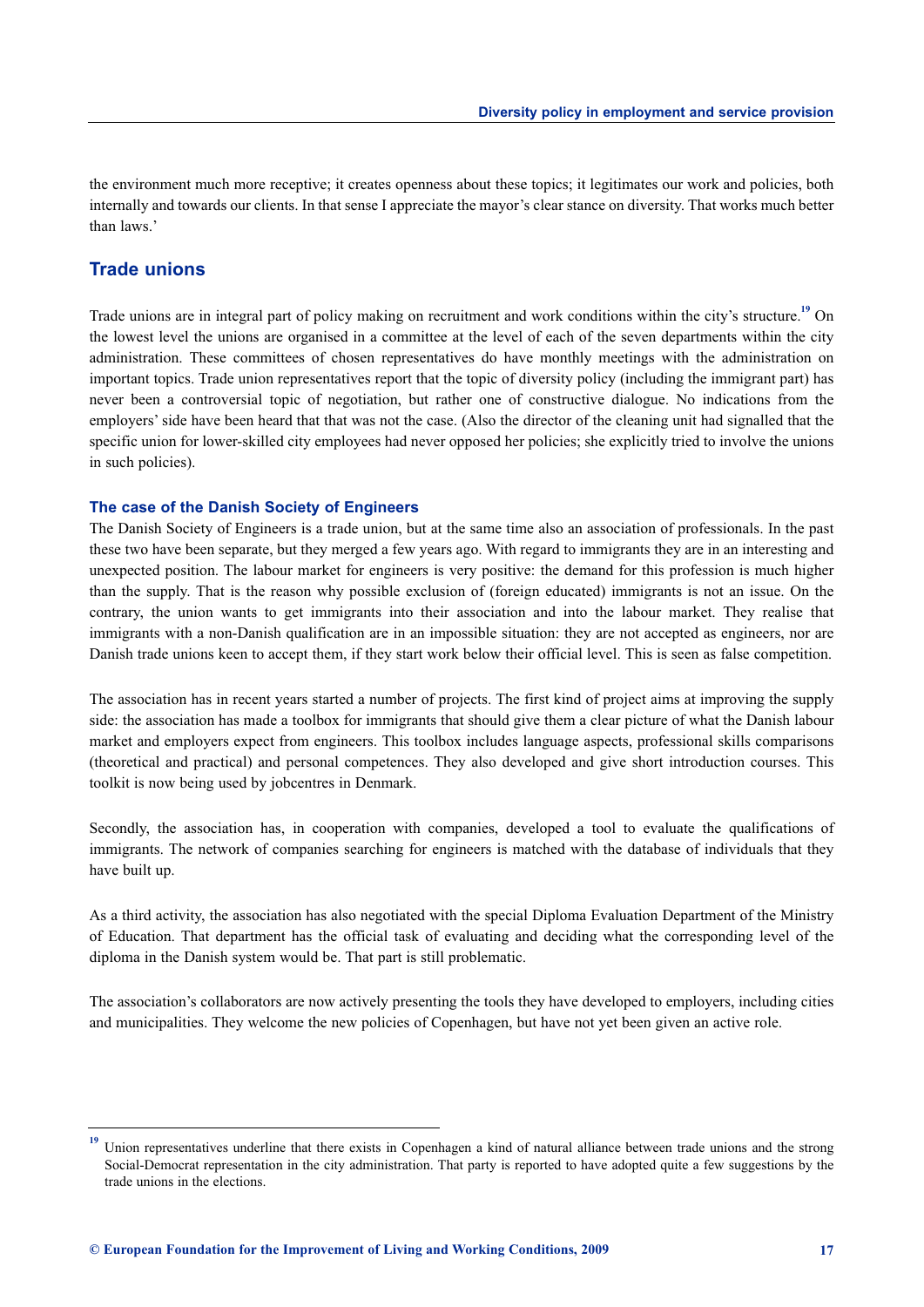the environment much more receptive; it creates openness about these topics; it legitimates our work and policies, both internally and towards our clients. In that sense I appreciate the mayor's clear stance on diversity. That works much better than laws.'

## Trade unions

Trade unions are in integral part of policy making on recruitment and work conditions within the city's structure.[19] On the lowest level the unions are organised in a committee at the level of each of the seven departments within the city administration. These committees of chosen representatives do have monthly meetings with the administration on important topics. Trade union representatives report that the topic of diversity policy (including the immigrant part) has never been a controversial topic of negotiation, but rather one of constructive dialogue. No indications from the employers' side have been heard that that was not the case. (Also the director of the cleaning unit had signalled that the specific union for lower-skilled city employees had never opposed her policies; she explicitly tried to involve the unions in such policies).

### The case of the Danish Society of Engineers

The Danish Society of Engineers is a trade union, but at the same time also an association of professionals. In the past these two have been separate, but they merged a few years ago. With regard to immigrants they are in an interesting and unexpected position. The labour market for engineers is very positive: the demand for this profession is much higher than the supply. That is the reason why possible exclusion of (foreign educated) immigrants is not an issue. On the contrary, the union wants to get immigrants into their association and into the labour market. They realise that immigrants with a non-Danish qualification are in an impossible situation: they are not accepted as engineers, nor are Danish trade unions keen to accept them, if they start work below their official level. This is seen as false competition.

The association has in recent years started a number of projects. The first kind of project aims at improving the supply side: the association has made a toolbox for immigrants that should give them a clear picture of what the Danish labour market and employers expect from engineers. This toolbox includes language aspects, professional skills comparisons (theoretical and practical) and personal competences. They also developed and give short introduction courses. This toolkit is now being used by jobcentres in Denmark.

Secondly, the association has, in cooperation with companies, developed a tool to evaluate the qualifications of immigrants. The network of companies searching for engineers is matched with the database of individuals that they have built up.

As a third activity, the association has also negotiated with the special Diploma Evaluation Department of the Ministry of Education. That department has the official task of evaluating and deciding what the corresponding level of the diploma in the Danish system would be. That part is still problematic.

The association's collaborators are now actively presenting the tools they have developed to employers, including cities and municipalities. They welcome the new policies of Copenhagen, but have not yet been given an active role.

---

[19] Union representatives underline that there exists in Copenhagen a kind of natural alliance between trade unions and the strong Social-Democrat representation in the city administration. That party is reported to have adopted quite a few suggestions by the trade unions in the elections.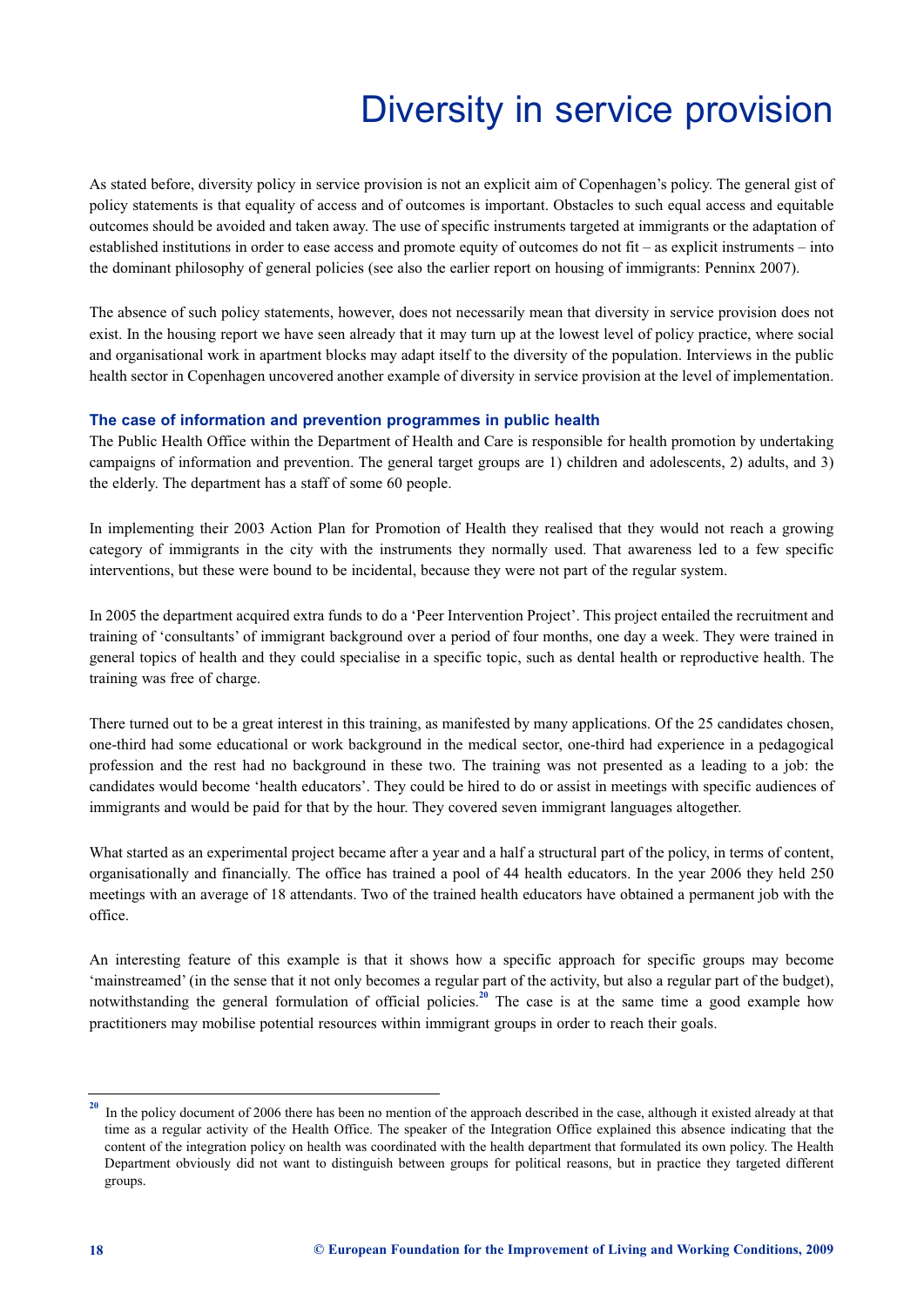# Diversity in service provision

As stated before, diversity policy in service provision is not an explicit aim of Copenhagen's policy. The general gist of policy statements is that equality of access and of outcomes is important. Obstacles to such equal access and equitable outcomes should be avoided and taken away. The use of specific instruments targeted at immigrants or the adaptation of established institutions in order to ease access and promote equity of outcomes do not fit – as explicit instruments – into the dominant philosophy of general policies (see also the earlier report on housing of immigrants: Penninx 2007).

The absence of such policy statements, however, does not necessarily mean that diversity in service provision does not exist. In the housing report we have seen already that it may turn up at the lowest level of policy practice, where social and organisational work in apartment blocks may adapt itself to the diversity of the population. Interviews in the public health sector in Copenhagen uncovered another example of diversity in service provision at the level of implementation.

### The case of information and prevention programmes in public health

The Public Health Office within the Department of Health and Care is responsible for health promotion by undertaking campaigns of information and prevention. The general target groups are 1) children and adolescents, 2) adults, and 3) the elderly. The department has a staff of some 60 people.

In implementing their 2003 Action Plan for Promotion of Health they realised that they would not reach a growing category of immigrants in the city with the instruments they normally used. That awareness led to a few specific interventions, but these were bound to be incidental, because they were not part of the regular system.

In 2005 the department acquired extra funds to do a 'Peer Intervention Project'. This project entailed the recruitment and training of 'consultants' of immigrant background over a period of four months, one day a week. They were trained in general topics of health and they could specialise in a specific topic, such as dental health or reproductive health. The training was free of charge.

There turned out to be a great interest in this training, as manifested by many applications. Of the 25 candidates chosen, one-third had some educational or work background in the medical sector, one-third had experience in a pedagogical profession and the rest had no background in these two. The training was not presented as a leading to a job: the candidates would become 'health educators'. They could be hired to do or assist in meetings with specific audiences of immigrants and would be paid for that by the hour. They covered seven immigrant languages altogether.

What started as an experimental project became after a year and a half a structural part of the policy, in terms of content, organisationally and financially. The office has trained a pool of 44 health educators. In the year 2006 they held 250 meetings with an average of 18 attendants. Two of the trained health educators have obtained a permanent job with the office.

An interesting feature of this example is that it shows how a specific approach for specific groups may become 'mainstreamed' (in the sense that it not only becomes a regular part of the activity, but also a regular part of the budget), notwithstanding the general formulation of official policies.[20] The case is at the same time a good example how practitioners may mobilise potential resources within immigrant groups in order to reach their goals.

---

[20] In the policy document of 2006 there has been no mention of the approach described in the case, although it existed already at that time as a regular activity of the Health Office. The speaker of the Integration Office explained this absence indicating that the content of the integration policy on health was coordinated with the health department that formulated its own policy. The Health Department obviously did not want to distinguish between groups for political reasons, but in practice they targeted different groups.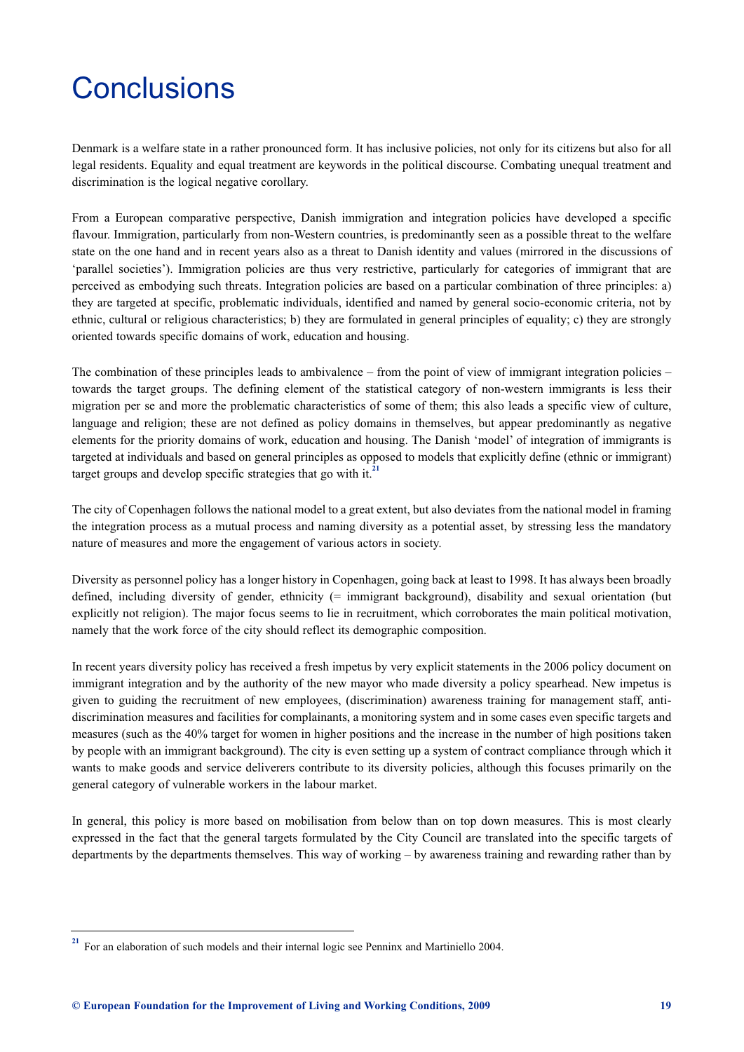# Conclusions

Denmark is a welfare state in a rather pronounced form. It has inclusive policies, not only for its citizens but also for all legal residents. Equality and equal treatment are keywords in the political discourse. Combating unequal treatment and discrimination is the logical negative corollary.

From a European comparative perspective, Danish immigration and integration policies have developed a specific flavour. Immigration, particularly from non-Western countries, is predominantly seen as a possible threat to the welfare state on the one hand and in recent years also as a threat to Danish identity and values (mirrored in the discussions of 'parallel societies'). Immigration policies are thus very restrictive, particularly for categories of immigrant that are perceived as embodying such threats. Integration policies are based on a particular combination of three principles: a) they are targeted at specific, problematic individuals, identified and named by general socio-economic criteria, not by ethnic, cultural or religious characteristics; b) they are formulated in general principles of equality; c) they are strongly oriented towards specific domains of work, education and housing.

The combination of these principles leads to ambivalence – from the point of view of immigrant integration policies – towards the target groups. The defining element of the statistical category of non-western immigrants is less their migration per se and more the problematic characteristics of some of them; this also leads a specific view of culture, language and religion; these are not defined as policy domains in themselves, but appear predominantly as negative elements for the priority domains of work, education and housing. The Danish 'model' of integration of immigrants is targeted at individuals and based on general principles as opposed to models that explicitly define (ethnic or immigrant) target groups and develop specific strategies that go with it.[21]

The city of Copenhagen follows the national model to a great extent, but also deviates from the national model in framing the integration process as a mutual process and naming diversity as a potential asset, by stressing less the mandatory nature of measures and more the engagement of various actors in society.

Diversity as personnel policy has a longer history in Copenhagen, going back at least to 1998. It has always been broadly defined, including diversity of gender, ethnicity (= immigrant background), disability and sexual orientation (but explicitly not religion). The major focus seems to lie in recruitment, which corroborates the main political motivation, namely that the work force of the city should reflect its demographic composition.

In recent years diversity policy has received a fresh impetus by very explicit statements in the 2006 policy document on immigrant integration and by the authority of the new mayor who made diversity a policy spearhead. New impetus is given to guiding the recruitment of new employees, (discrimination) awareness training for management staff, anti-discrimination measures and facilities for complainants, a monitoring system and in some cases even specific targets and measures (such as the 40% target for women in higher positions and the increase in the number of high positions taken by people with an immigrant background). The city is even setting up a system of contract compliance through which it wants to make goods and service deliverers contribute to its diversity policies, although this focuses primarily on the general category of vulnerable workers in the labour market.

In general, this policy is more based on mobilisation from below than on top down measures. This is most clearly expressed in the fact that the general targets formulated by the City Council are translated into the specific targets of departments by the departments themselves. This way of working – by awareness training and rewarding rather than by

[21] For an elaboration of such models and their internal logic see Penninx and Martiniello 2004.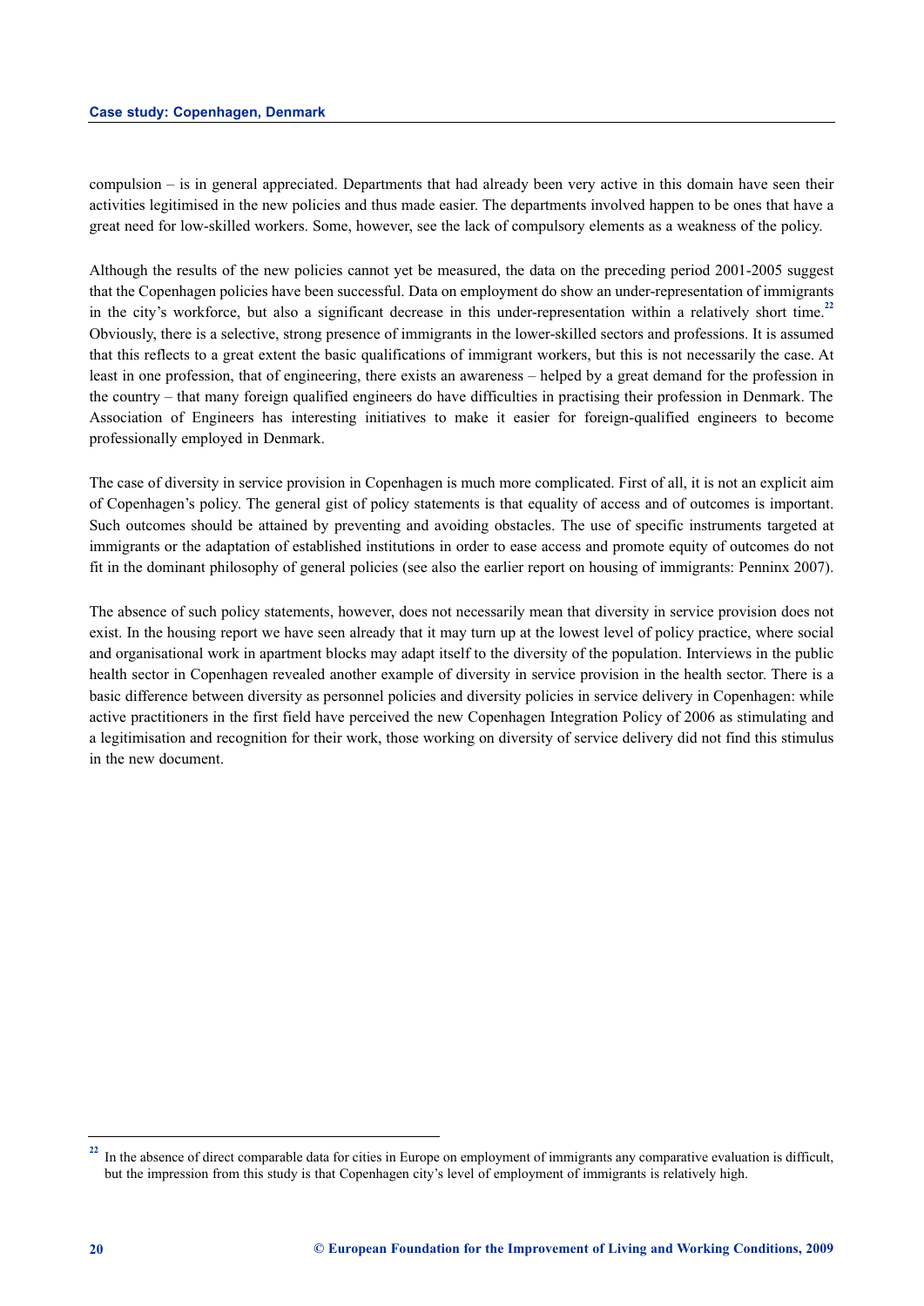compulsion – is in general appreciated. Departments that had already been very active in this domain have seen their activities legitimised in the new policies and thus made easier. The departments involved happen to be ones that have a great need for low-skilled workers. Some, however, see the lack of compulsory elements as a weakness of the policy.

Although the results of the new policies cannot yet be measured, the data on the preceding period 2001-2005 suggest that the Copenhagen policies have been successful. Data on employment do show an under-representation of immigrants in the city's workforce, but also a significant decrease in this under-representation within a relatively short time.[22] Obviously, there is a selective, strong presence of immigrants in the lower-skilled sectors and professions. It is assumed that this reflects to a great extent the basic qualifications of immigrant workers, but this is not necessarily the case. At least in one profession, that of engineering, there exists an awareness – helped by a great demand for the profession in the country – that many foreign qualified engineers do have difficulties in practising their profession in Denmark. The Association of Engineers has interesting initiatives to make it easier for foreign-qualified engineers to become professionally employed in Denmark.

The case of diversity in service provision in Copenhagen is much more complicated. First of all, it is not an explicit aim of Copenhagen's policy. The general gist of policy statements is that equality of access and of outcomes is important. Such outcomes should be attained by preventing and avoiding obstacles. The use of specific instruments targeted at immigrants or the adaptation of established institutions in order to ease access and promote equity of outcomes do not fit in the dominant philosophy of general policies (see also the earlier report on housing of immigrants: Penninx 2007).

The absence of such policy statements, however, does not necessarily mean that diversity in service provision does not exist. In the housing report we have seen already that it may turn up at the lowest level of policy practice, where social and organisational work in apartment blocks may adapt itself to the diversity of the population. Interviews in the public health sector in Copenhagen revealed another example of diversity in service provision in the health sector. There is a basic difference between diversity as personnel policies and diversity policies in service delivery in Copenhagen: while active practitioners in the first field have perceived the new Copenhagen Integration Policy of 2006 as stimulating and a legitimisation and recognition for their work, those working on diversity of service delivery did not find this stimulus in the new document.

---

[22] In the absence of direct comparable data for cities in Europe on employment of immigrants any comparative evaluation is difficult, but the impression from this study is that Copenhagen city's level of employment of immigrants is relatively high.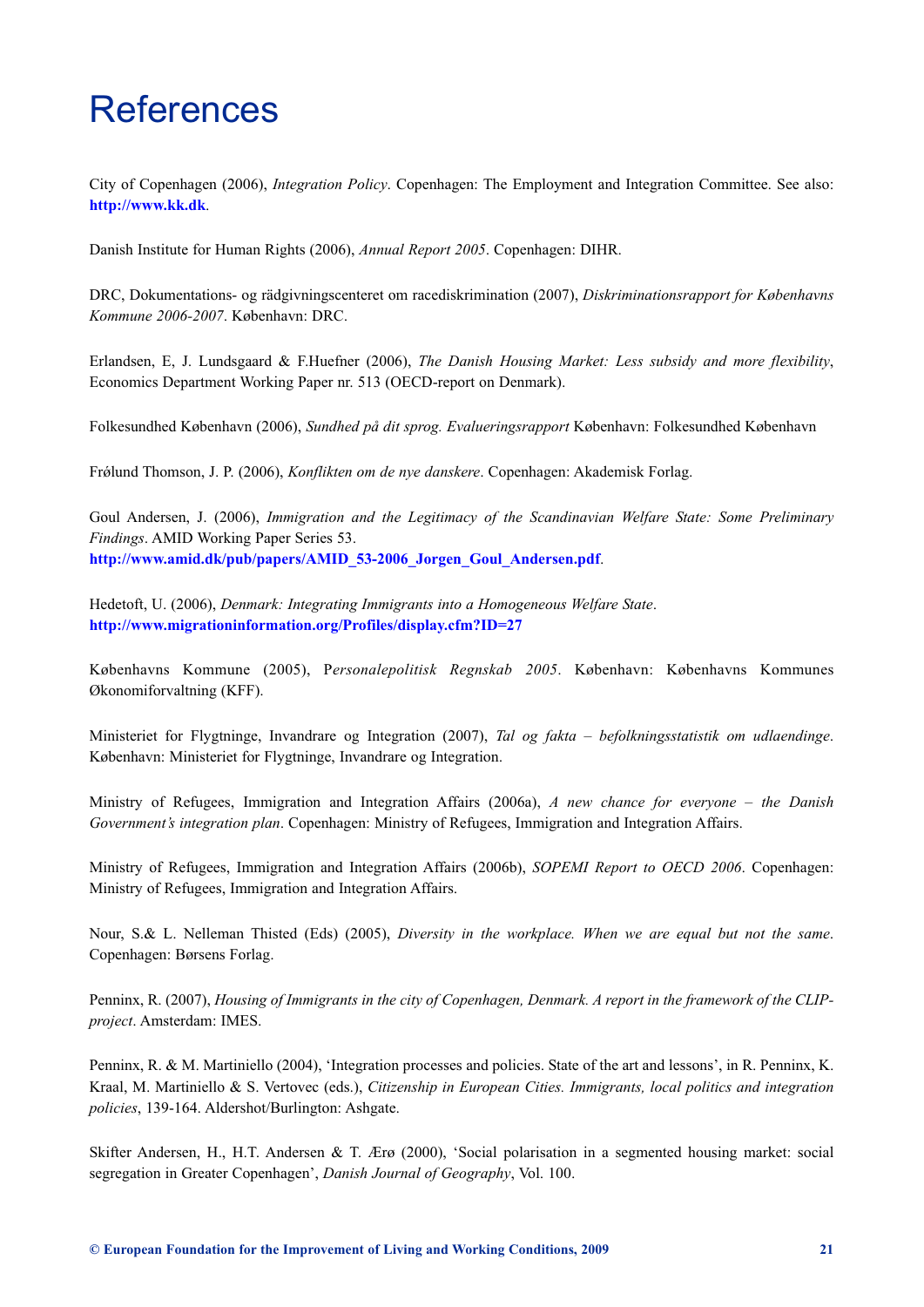# References

City of Copenhagen (2006), *Integration Policy*. Copenhagen: The Employment and Integration Committee. See also: **http://www.kk.dk**.

Danish Institute for Human Rights (2006), *Annual Report 2005*. Copenhagen: DIHR.

DRC, Dokumentations- og rädgivningscenteret om racediskrimination (2007), *Diskriminationsrapport for Københavns Kommune 2006-2007*. København: DRC.

Erlandsen, E, J. Lundsgaard & F.Huefner (2006), *The Danish Housing Market: Less subsidy and more flexibility*, Economics Department Working Paper nr. 513 (OECD-report on Denmark).

Folkesundhed København (2006), *Sundhed på dit sprog. Evalueringsrapport* København: Folkesundhed København

Frølund Thomson, J. P. (2006), *Konflikten om de nye danskere*. Copenhagen: Akademisk Forlag.

Goul Andersen, J. (2006), *Immigration and the Legitimacy of the Scandinavian Welfare State: Some Preliminary Findings*. AMID Working Paper Series 53. **http://www.amid.dk/pub/papers/AMID_53-2006_Jorgen_Goul_Andersen.pdf**.

Hedetoft, U. (2006), *Denmark: Integrating Immigrants into a Homogeneous Welfare State*. **http://www.migrationinformation.org/Profiles/display.cfm?ID=27**

Københavns Kommune (2005), P*ersonalepolitisk Regnskab 2005*. København: Københavns Kommunes Økonomiforvaltning (KFF).

Ministeriet for Flygtninge, Invandrare og Integration (2007), *Tal og fakta – befolkningsstatistik om udlaendinge*. København: Ministeriet for Flygtninge, Invandrare og Integration.

Ministry of Refugees, Immigration and Integration Affairs (2006a), *A new chance for everyone – the Danish Government's integration plan*. Copenhagen: Ministry of Refugees, Immigration and Integration Affairs.

Ministry of Refugees, Immigration and Integration Affairs (2006b), *SOPEMI Report to OECD 2006*. Copenhagen: Ministry of Refugees, Immigration and Integration Affairs.

Nour, S.& L. Nelleman Thisted (Eds) (2005), *Diversity in the workplace. When we are equal but not the same*. Copenhagen: Børsens Forlag.

Penninx, R. (2007), *Housing of Immigrants in the city of Copenhagen, Denmark. A report in the framework of the CLIP-project*. Amsterdam: IMES.

Penninx, R. & M. Martiniello (2004), 'Integration processes and policies. State of the art and lessons', in R. Penninx, K. Kraal, M. Martiniello & S. Vertovec (eds.), *Citizenship in European Cities. Immigrants, local politics and integration policies*, 139-164. Aldershot/Burlington: Ashgate.

Skifter Andersen, H., H.T. Andersen & T. Ærø (2000), 'Social polarisation in a segmented housing market: social segregation in Greater Copenhagen', *Danish Journal of Geography*, Vol. 100.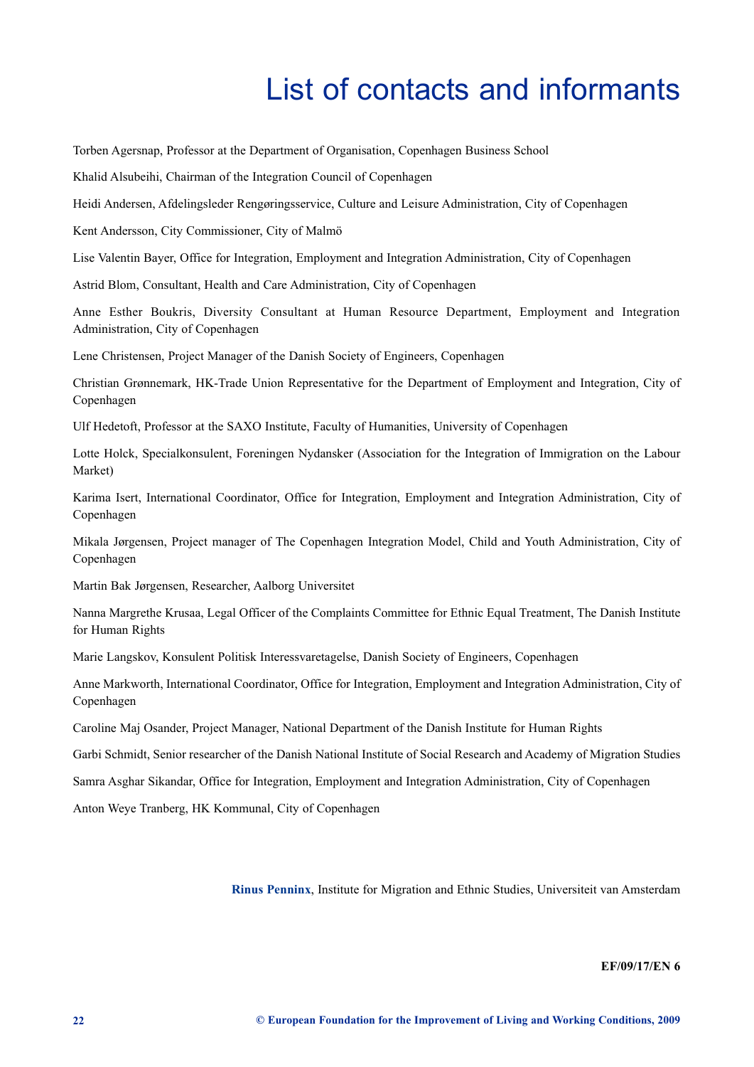# List of contacts and informants

Torben Agersnap, Professor at the Department of Organisation, Copenhagen Business School

Khalid Alsubeihi, Chairman of the Integration Council of Copenhagen

Heidi Andersen, Afdelingsleder Rengøringsservice, Culture and Leisure Administration, City of Copenhagen

Kent Andersson, City Commissioner, City of Malmö

Lise Valentin Bayer, Office for Integration, Employment and Integration Administration, City of Copenhagen

Astrid Blom, Consultant, Health and Care Administration, City of Copenhagen

Anne Esther Boukris, Diversity Consultant at Human Resource Department, Employment and Integration Administration, City of Copenhagen

Lene Christensen, Project Manager of the Danish Society of Engineers, Copenhagen

Christian Grønnemark, HK-Trade Union Representative for the Department of Employment and Integration, City of Copenhagen

Ulf Hedetoft, Professor at the SAXO Institute, Faculty of Humanities, University of Copenhagen

Lotte Holck, Specialkonsulent, Foreningen Nydansker (Association for the Integration of Immigration on the Labour Market)

Karima Isert, International Coordinator, Office for Integration, Employment and Integration Administration, City of Copenhagen

Mikala Jørgensen, Project manager of The Copenhagen Integration Model, Child and Youth Administration, City of Copenhagen

Martin Bak Jørgensen, Researcher, Aalborg Universitet

Nanna Margrethe Krusaa, Legal Officer of the Complaints Committee for Ethnic Equal Treatment, The Danish Institute for Human Rights

Marie Langskov, Konsulent Politisk Interessvaretagelse, Danish Society of Engineers, Copenhagen

Anne Markworth, International Coordinator, Office for Integration, Employment and Integration Administration, City of Copenhagen

Caroline Maj Osander, Project Manager, National Department of the Danish Institute for Human Rights

Garbi Schmidt, Senior researcher of the Danish National Institute of Social Research and Academy of Migration Studies

Samra Asghar Sikandar, Office for Integration, Employment and Integration Administration, City of Copenhagen

Anton Weye Tranberg, HK Kommunal, City of Copenhagen

**Rinus Penninx**, Institute for Migration and Ethnic Studies, Universiteit van Amsterdam

**EF/09/17/EN 6**